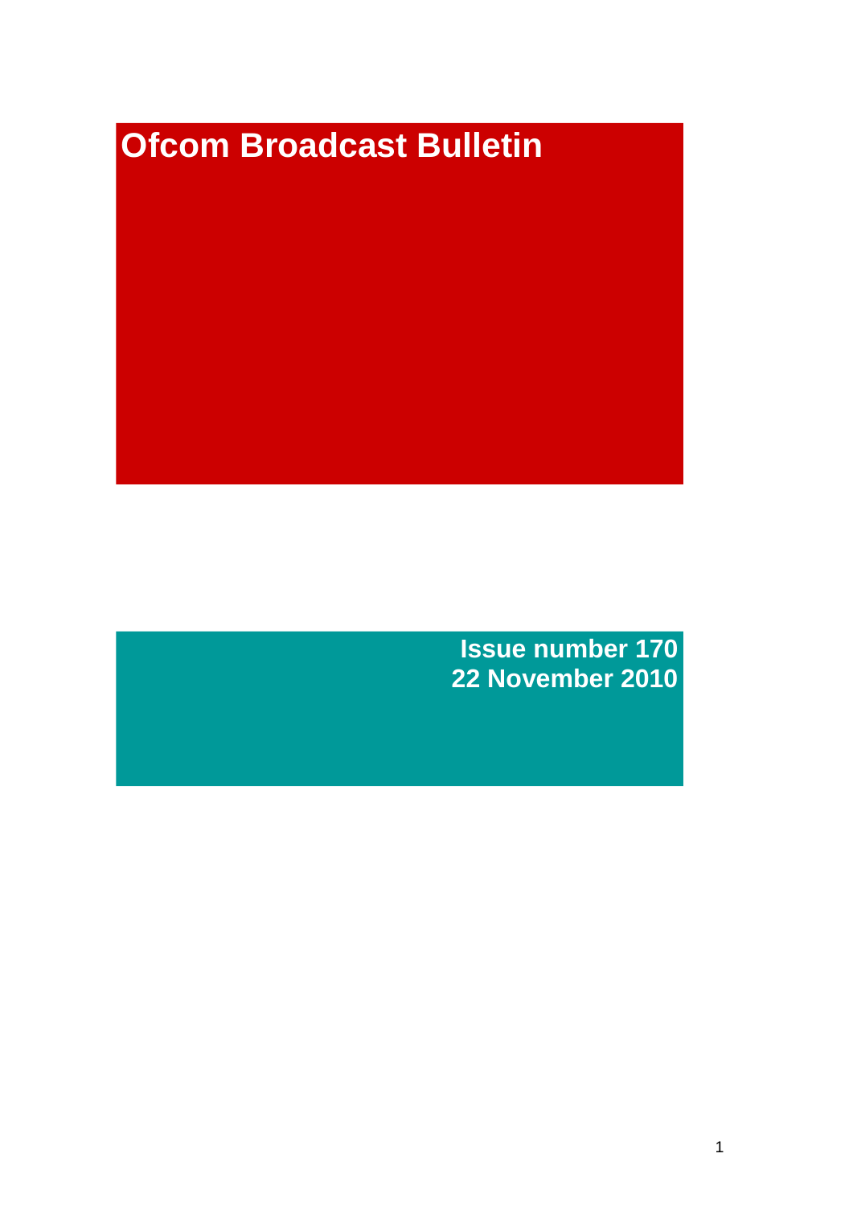# Ofcom Broadcast Bulletin

**Issue number 170**
**22 November 2010**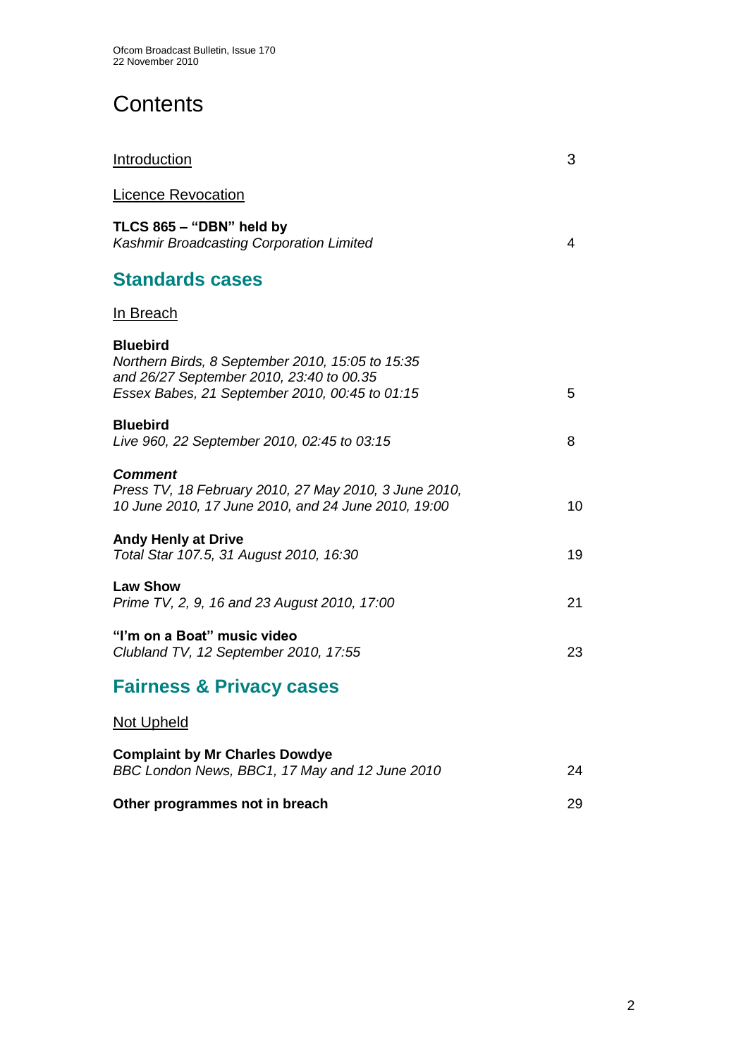# Contents

| | |
|---|---|
| Introduction | 3 |
| Licence Revocation | |
| **TLCS 865 – "DBN" held by** *Kashmir Broadcasting Corporation Limited* | 4 |

## Standards cases

| | |
|---|---|
| In Breach | |
| **Bluebird** *Northern Birds, 8 September 2010, 15:05 to 15:35 and 26/27 September 2010, 23:40 to 00.35 Essex Babes, 21 September 2010, 00:45 to 01:15* | 5 |
| **Bluebird** *Live 960, 22 September 2010, 02:45 to 03:15* | 8 |
| ***Comment*** *Press TV, 18 February 2010, 27 May 2010, 3 June 2010, 10 June 2010, 17 June 2010, and 24 June 2010, 19:00* | 10 |
| **Andy Henly at Drive** *Total Star 107.5, 31 August 2010, 16:30* | 19 |
| **Law Show** *Prime TV, 2, 9, 16 and 23 August 2010, 17:00* | 21 |
| **"I'm on a Boat" music video** *Clubland TV, 12 September 2010, 17:55* | 23 |

## Fairness & Privacy cases

| | |
|---|---|
| Not Upheld | |
| **Complaint by Mr Charles Dowdye** *BBC London News, BBC1, 17 May and 12 June 2010* | 24 |
| **Other programmes not in breach** | 29 |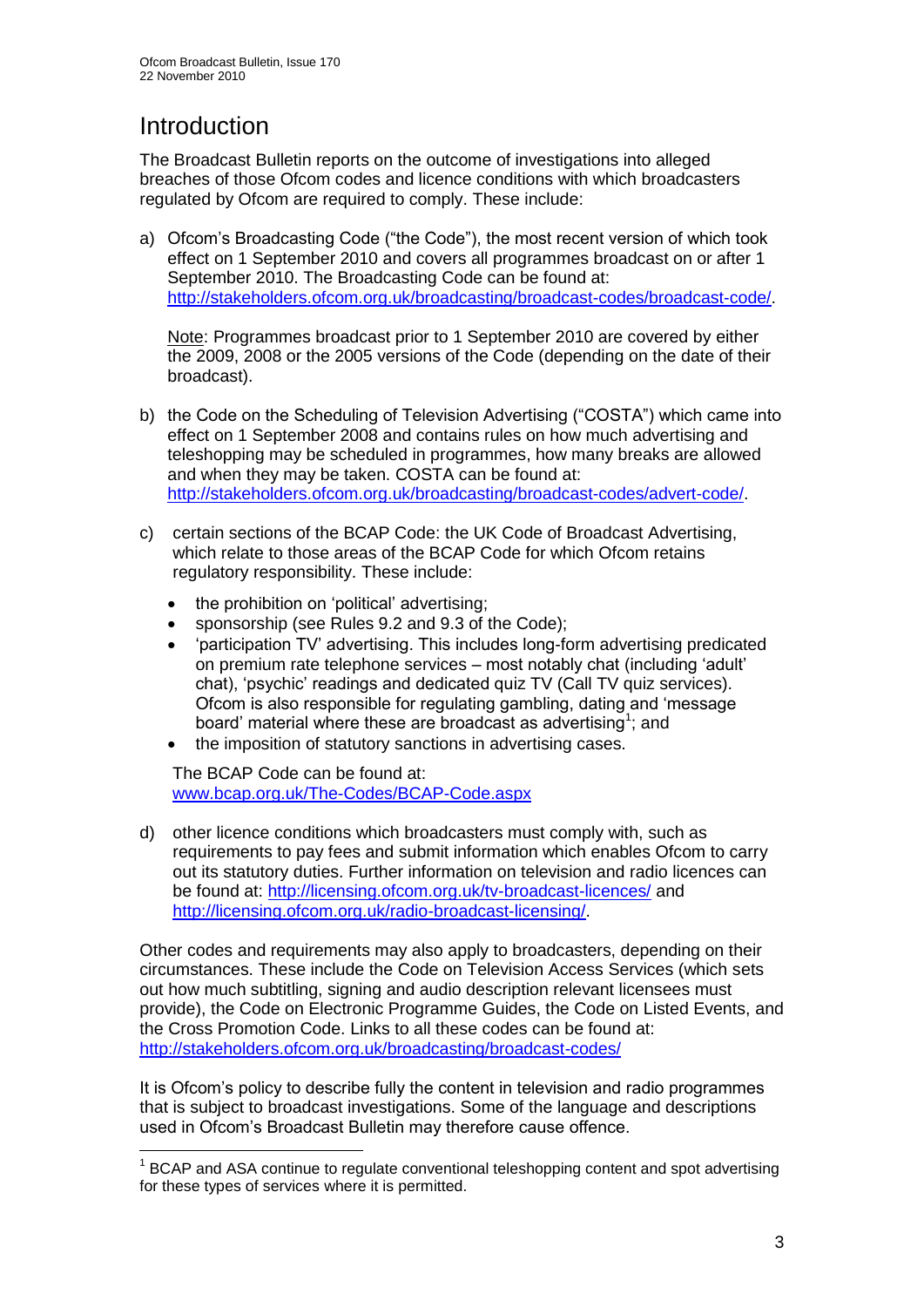# Introduction

The Broadcast Bulletin reports on the outcome of investigations into alleged breaches of those Ofcom codes and licence conditions with which broadcasters regulated by Ofcom are required to comply. These include:

a) Ofcom's Broadcasting Code ("the Code"), the most recent version of which took effect on 1 September 2010 and covers all programmes broadcast on or after 1 September 2010. The Broadcasting Code can be found at: http://stakeholders.ofcom.org.uk/broadcasting/broadcast-codes/broadcast-code/.

   Note: Programmes broadcast prior to 1 September 2010 are covered by either the 2009, 2008 or the 2005 versions of the Code (depending on the date of their broadcast).

b) the Code on the Scheduling of Television Advertising ("COSTA") which came into effect on 1 September 2008 and contains rules on how much advertising and teleshopping may be scheduled in programmes, how many breaks are allowed and when they may be taken. COSTA can be found at: http://stakeholders.ofcom.org.uk/broadcasting/broadcast-codes/advert-code/.

c) certain sections of the BCAP Code: the UK Code of Broadcast Advertising, which relate to those areas of the BCAP Code for which Ofcom retains regulatory responsibility. These include:

   - the prohibition on 'political' advertising;
   - sponsorship (see Rules 9.2 and 9.3 of the Code);
   - 'participation TV' advertising. This includes long-form advertising predicated on premium rate telephone services – most notably chat (including 'adult' chat), 'psychic' readings and dedicated quiz TV (Call TV quiz services). Ofcom is also responsible for regulating gambling, dating and 'message board' material where these are broadcast as advertising[1]; and
   - the imposition of statutory sanctions in advertising cases.

   The BCAP Code can be found at: www.bcap.org.uk/The-Codes/BCAP-Code.aspx

d) other licence conditions which broadcasters must comply with, such as requirements to pay fees and submit information which enables Ofcom to carry out its statutory duties. Further information on television and radio licences can be found at: http://licensing.ofcom.org.uk/tv-broadcast-licences/ and http://licensing.ofcom.org.uk/radio-broadcast-licensing/.

Other codes and requirements may also apply to broadcasters, depending on their circumstances. These include the Code on Television Access Services (which sets out how much subtitling, signing and audio description relevant licensees must provide), the Code on Electronic Programme Guides, the Code on Listed Events, and the Cross Promotion Code. Links to all these codes can be found at: http://stakeholders.ofcom.org.uk/broadcasting/broadcast-codes/

It is Ofcom's policy to describe fully the content in television and radio programmes that is subject to broadcast investigations. Some of the language and descriptions used in Ofcom's Broadcast Bulletin may therefore cause offence.

[1] BCAP and ASA continue to regulate conventional teleshopping content and spot advertising for these types of services where it is permitted.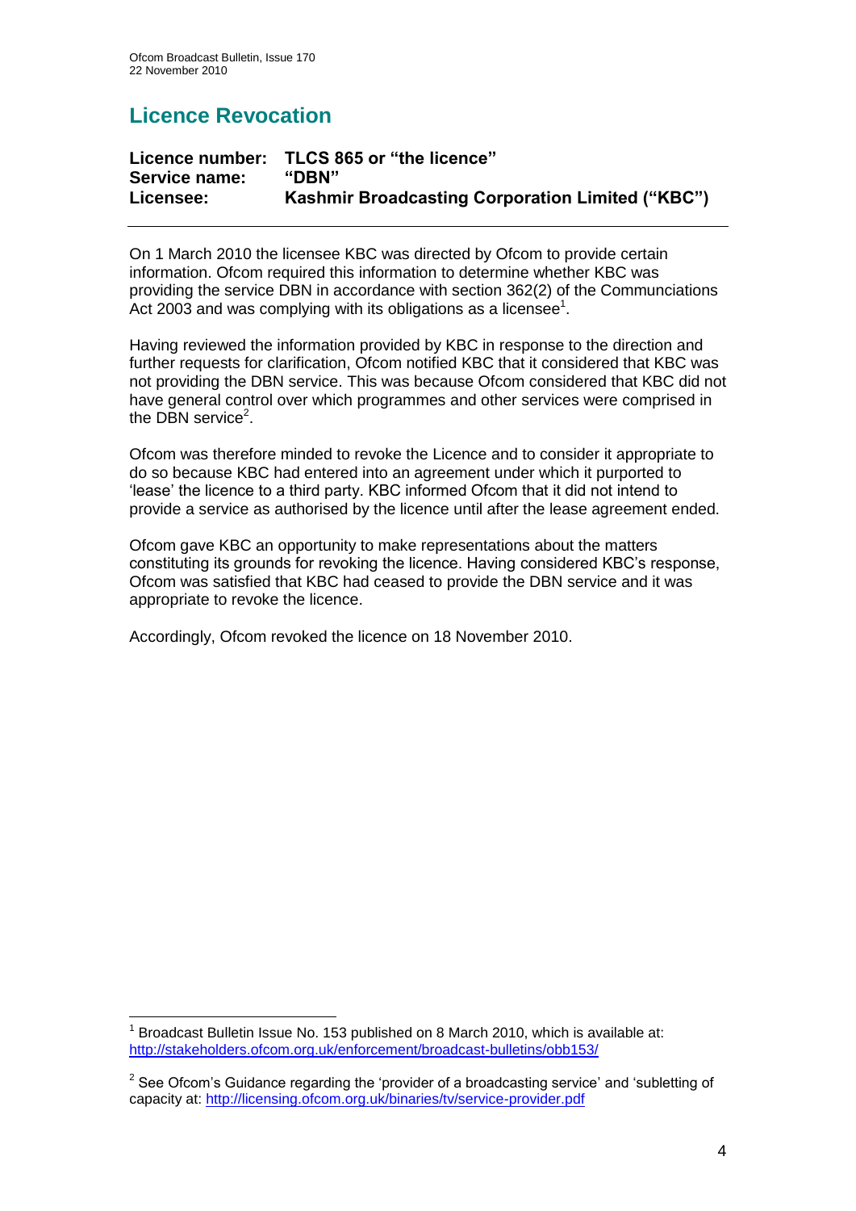## Licence Revocation

**Licence number: TLCS 865 or "the licence"**
**Service name: "DBN"**
**Licensee: Kashmir Broadcasting Corporation Limited ("KBC")**

On 1 March 2010 the licensee KBC was directed by Ofcom to provide certain information. Ofcom required this information to determine whether KBC was providing the service DBN in accordance with section 362(2) of the Communciations Act 2003 and was complying with its obligations as a licensee[1].

Having reviewed the information provided by KBC in response to the direction and further requests for clarification, Ofcom notified KBC that it considered that KBC was not providing the DBN service. This was because Ofcom considered that KBC did not have general control over which programmes and other services were comprised in the DBN service[2].

Ofcom was therefore minded to revoke the Licence and to consider it appropriate to do so because KBC had entered into an agreement under which it purported to 'lease' the licence to a third party. KBC informed Ofcom that it did not intend to provide a service as authorised by the licence until after the lease agreement ended.

Ofcom gave KBC an opportunity to make representations about the matters constituting its grounds for revoking the licence. Having considered KBC's response, Ofcom was satisfied that KBC had ceased to provide the DBN service and it was appropriate to revoke the licence.

Accordingly, Ofcom revoked the licence on 18 November 2010.

---

[1] Broadcast Bulletin Issue No. 153 published on 8 March 2010, which is available at: http://stakeholders.ofcom.org.uk/enforcement/broadcast-bulletins/obb153/

[2] See Ofcom's Guidance regarding the 'provider of a broadcasting service' and 'subletting of capacity at: http://licensing.ofcom.org.uk/binaries/tv/service-provider.pdf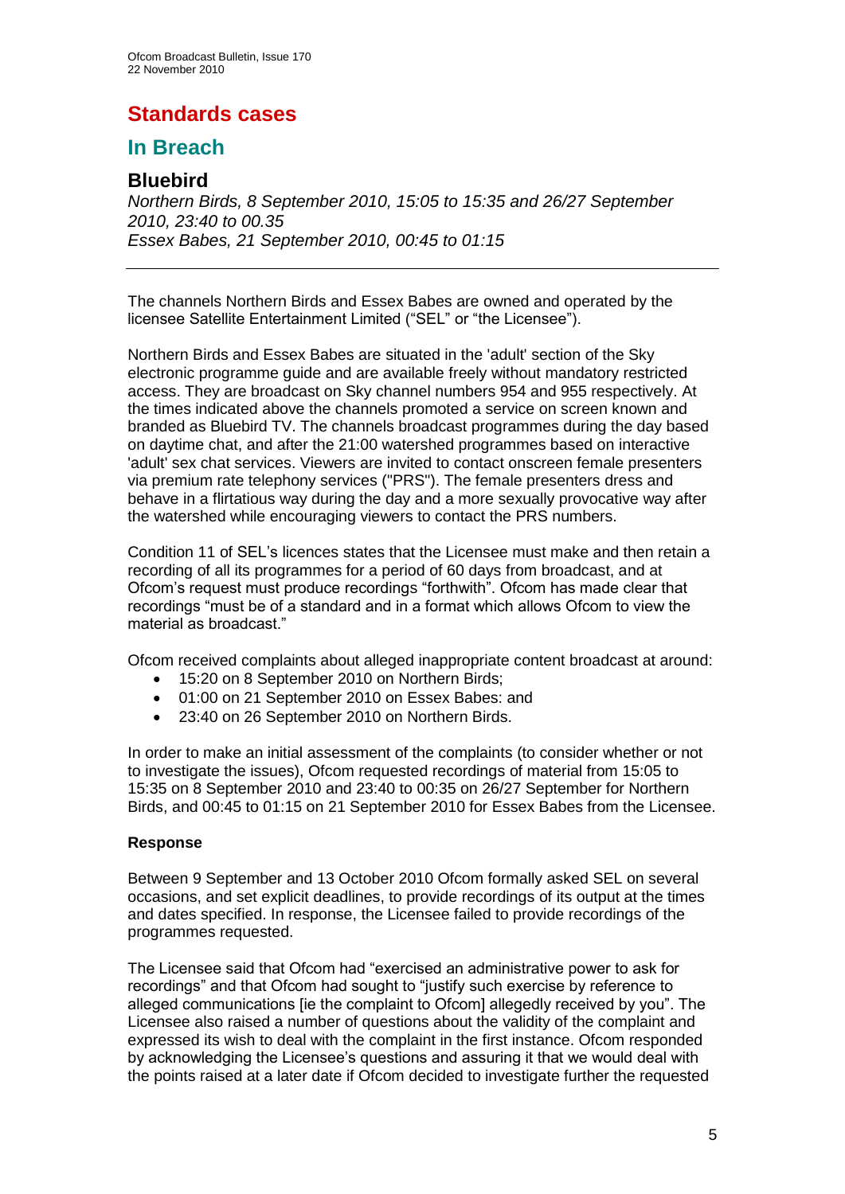# Standards cases

## In Breach

### Bluebird

*Northern Birds, 8 September 2010, 15:05 to 15:35 and 26/27 September 2010, 23:40 to 00.35*
*Essex Babes, 21 September 2010, 00:45 to 01:15*

---

The channels Northern Birds and Essex Babes are owned and operated by the licensee Satellite Entertainment Limited ("SEL" or "the Licensee").

Northern Birds and Essex Babes are situated in the 'adult' section of the Sky electronic programme guide and are available freely without mandatory restricted access. They are broadcast on Sky channel numbers 954 and 955 respectively. At the times indicated above the channels promoted a service on screen known and branded as Bluebird TV. The channels broadcast programmes during the day based on daytime chat, and after the 21:00 watershed programmes based on interactive 'adult' sex chat services. Viewers are invited to contact onscreen female presenters via premium rate telephony services ("PRS"). The female presenters dress and behave in a flirtatious way during the day and a more sexually provocative way after the watershed while encouraging viewers to contact the PRS numbers.

Condition 11 of SEL's licences states that the Licensee must make and then retain a recording of all its programmes for a period of 60 days from broadcast, and at Ofcom's request must produce recordings "forthwith". Ofcom has made clear that recordings "must be of a standard and in a format which allows Ofcom to view the material as broadcast."

Ofcom received complaints about alleged inappropriate content broadcast at around:

- 15:20 on 8 September 2010 on Northern Birds;
- 01:00 on 21 September 2010 on Essex Babes: and
- 23:40 on 26 September 2010 on Northern Birds.

In order to make an initial assessment of the complaints (to consider whether or not to investigate the issues), Ofcom requested recordings of material from 15:05 to 15:35 on 8 September 2010 and 23:40 to 00:35 on 26/27 September for Northern Birds, and 00:45 to 01:15 on 21 September 2010 for Essex Babes from the Licensee.

**Response**

Between 9 September and 13 October 2010 Ofcom formally asked SEL on several occasions, and set explicit deadlines, to provide recordings of its output at the times and dates specified. In response, the Licensee failed to provide recordings of the programmes requested.

The Licensee said that Ofcom had "exercised an administrative power to ask for recordings" and that Ofcom had sought to "justify such exercise by reference to alleged communications [ie the complaint to Ofcom] allegedly received by you". The Licensee also raised a number of questions about the validity of the complaint and expressed its wish to deal with the complaint in the first instance. Ofcom responded by acknowledging the Licensee's questions and assuring it that we would deal with the points raised at a later date if Ofcom decided to investigate further the requested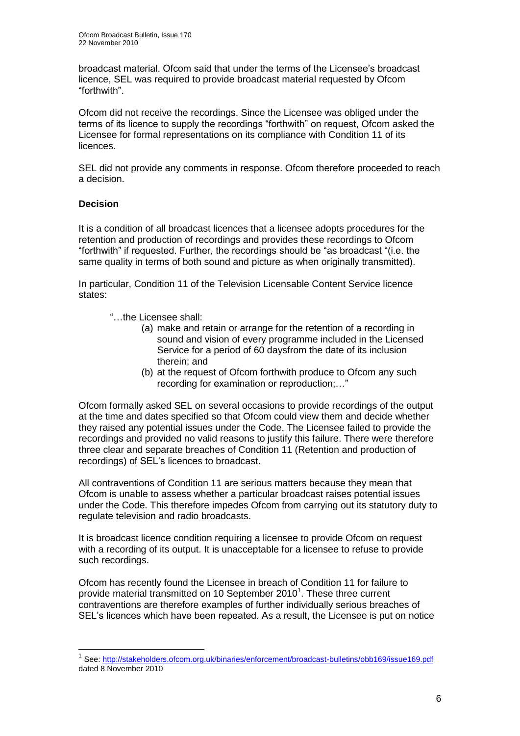broadcast material. Ofcom said that under the terms of the Licensee's broadcast licence, SEL was required to provide broadcast material requested by Ofcom "forthwith".

Ofcom did not receive the recordings. Since the Licensee was obliged under the terms of its licence to supply the recordings "forthwith" on request, Ofcom asked the Licensee for formal representations on its compliance with Condition 11 of its licences.

SEL did not provide any comments in response. Ofcom therefore proceeded to reach a decision.

**Decision**

It is a condition of all broadcast licences that a licensee adopts procedures for the retention and production of recordings and provides these recordings to Ofcom "forthwith" if requested. Further, the recordings should be "as broadcast "(i.e. the same quality in terms of both sound and picture as when originally transmitted).

In particular, Condition 11 of the Television Licensable Content Service licence states:

> "…the Licensee shall:
> 
> (a) make and retain or arrange for the retention of a recording in sound and vision of every programme included in the Licensed Service for a period of 60 daysfrom the date of its inclusion therein; and
> 
> (b) at the request of Ofcom forthwith produce to Ofcom any such recording for examination or reproduction;…"

Ofcom formally asked SEL on several occasions to provide recordings of the output at the time and dates specified so that Ofcom could view them and decide whether they raised any potential issues under the Code. The Licensee failed to provide the recordings and provided no valid reasons to justify this failure. There were therefore three clear and separate breaches of Condition 11 (Retention and production of recordings) of SEL's licences to broadcast.

All contraventions of Condition 11 are serious matters because they mean that Ofcom is unable to assess whether a particular broadcast raises potential issues under the Code. This therefore impedes Ofcom from carrying out its statutory duty to regulate television and radio broadcasts.

It is broadcast licence condition requiring a licensee to provide Ofcom on request with a recording of its output. It is unacceptable for a licensee to refuse to provide such recordings.

Ofcom has recently found the Licensee in breach of Condition 11 for failure to provide material transmitted on 10 September 2010[1]. These three current contraventions are therefore examples of further individually serious breaches of SEL's licences which have been repeated. As a result, the Licensee is put on notice

[1] See: http://stakeholders.ofcom.org.uk/binaries/enforcement/broadcast-bulletins/obb169/issue169.pdf dated 8 November 2010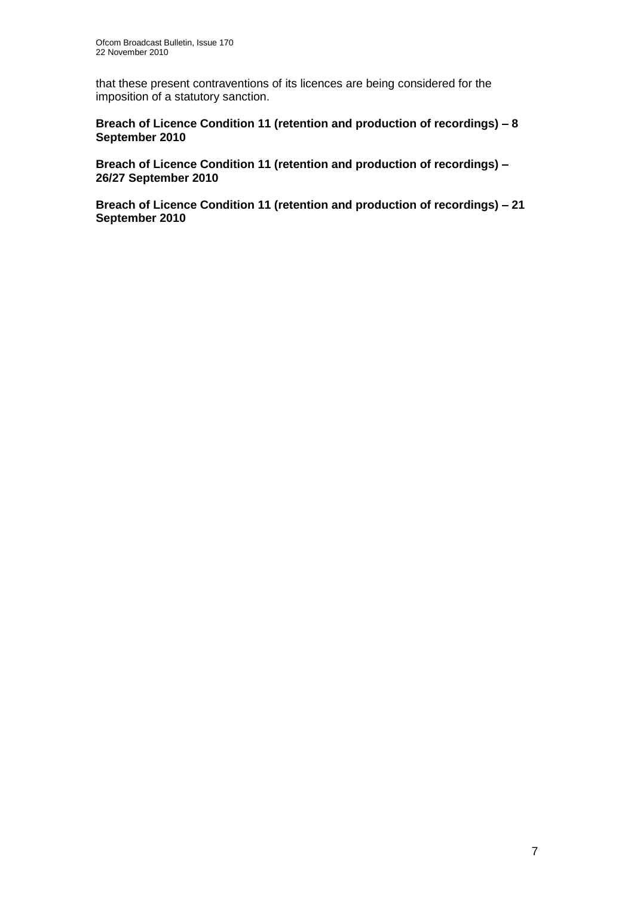that these present contraventions of its licences are being considered for the imposition of a statutory sanction.

**Breach of Licence Condition 11 (retention and production of recordings) – 8 September 2010**

**Breach of Licence Condition 11 (retention and production of recordings) – 26/27 September 2010**

**Breach of Licence Condition 11 (retention and production of recordings) – 21 September 2010**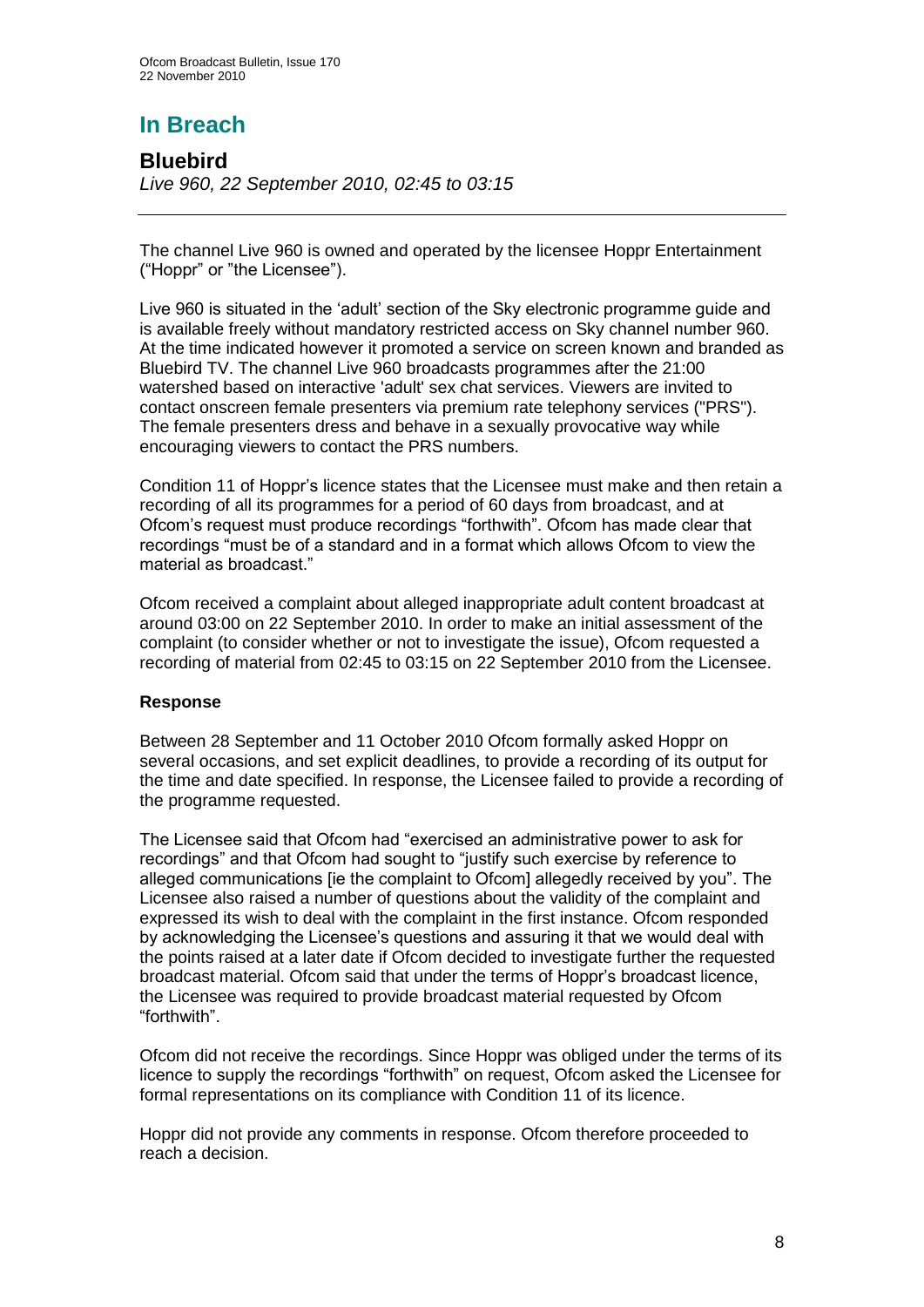# In Breach

## Bluebird

*Live 960, 22 September 2010, 02:45 to 03:15*

---

The channel Live 960 is owned and operated by the licensee Hoppr Entertainment ("Hoppr" or "the Licensee").

Live 960 is situated in the 'adult' section of the Sky electronic programme guide and is available freely without mandatory restricted access on Sky channel number 960. At the time indicated however it promoted a service on screen known and branded as Bluebird TV. The channel Live 960 broadcasts programmes after the 21:00 watershed based on interactive 'adult' sex chat services. Viewers are invited to contact onscreen female presenters via premium rate telephony services ("PRS"). The female presenters dress and behave in a sexually provocative way while encouraging viewers to contact the PRS numbers.

Condition 11 of Hoppr's licence states that the Licensee must make and then retain a recording of all its programmes for a period of 60 days from broadcast, and at Ofcom's request must produce recordings "forthwith". Ofcom has made clear that recordings "must be of a standard and in a format which allows Ofcom to view the material as broadcast."

Ofcom received a complaint about alleged inappropriate adult content broadcast at around 03:00 on 22 September 2010. In order to make an initial assessment of the complaint (to consider whether or not to investigate the issue), Ofcom requested a recording of material from 02:45 to 03:15 on 22 September 2010 from the Licensee.

### Response

Between 28 September and 11 October 2010 Ofcom formally asked Hoppr on several occasions, and set explicit deadlines, to provide a recording of its output for the time and date specified. In response, the Licensee failed to provide a recording of the programme requested.

The Licensee said that Ofcom had "exercised an administrative power to ask for recordings" and that Ofcom had sought to "justify such exercise by reference to alleged communications [ie the complaint to Ofcom] allegedly received by you". The Licensee also raised a number of questions about the validity of the complaint and expressed its wish to deal with the complaint in the first instance. Ofcom responded by acknowledging the Licensee's questions and assuring it that we would deal with the points raised at a later date if Ofcom decided to investigate further the requested broadcast material. Ofcom said that under the terms of Hoppr's broadcast licence, the Licensee was required to provide broadcast material requested by Ofcom "forthwith".

Ofcom did not receive the recordings. Since Hoppr was obliged under the terms of its licence to supply the recordings "forthwith" on request, Ofcom asked the Licensee for formal representations on its compliance with Condition 11 of its licence.

Hoppr did not provide any comments in response. Ofcom therefore proceeded to reach a decision.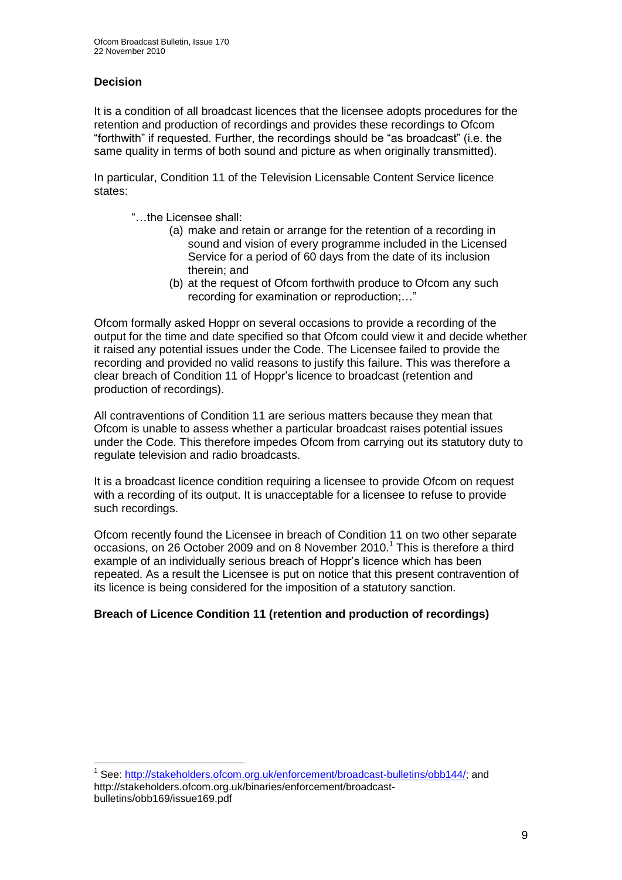**Decision**

It is a condition of all broadcast licences that the licensee adopts procedures for the retention and production of recordings and provides these recordings to Ofcom "forthwith" if requested. Further, the recordings should be "as broadcast" (i.e. the same quality in terms of both sound and picture as when originally transmitted).

In particular, Condition 11 of the Television Licensable Content Service licence states:

> "…the Licensee shall:
>
> (a) make and retain or arrange for the retention of a recording in sound and vision of every programme included in the Licensed Service for a period of 60 days from the date of its inclusion therein; and
>
> (b) at the request of Ofcom forthwith produce to Ofcom any such recording for examination or reproduction;…"

Ofcom formally asked Hoppr on several occasions to provide a recording of the output for the time and date specified so that Ofcom could view it and decide whether it raised any potential issues under the Code. The Licensee failed to provide the recording and provided no valid reasons to justify this failure. This was therefore a clear breach of Condition 11 of Hoppr's licence to broadcast (retention and production of recordings).

All contraventions of Condition 11 are serious matters because they mean that Ofcom is unable to assess whether a particular broadcast raises potential issues under the Code. This therefore impedes Ofcom from carrying out its statutory duty to regulate television and radio broadcasts.

It is a broadcast licence condition requiring a licensee to provide Ofcom on request with a recording of its output. It is unacceptable for a licensee to refuse to provide such recordings.

Ofcom recently found the Licensee in breach of Condition 11 on two other separate occasions, on 26 October 2009 and on 8 November 2010.[1] This is therefore a third example of an individually serious breach of Hoppr's licence which has been repeated. As a result the Licensee is put on notice that this present contravention of its licence is being considered for the imposition of a statutory sanction.

**Breach of Licence Condition 11 (retention and production of recordings)**

---

[1] See: http://stakeholders.ofcom.org.uk/enforcement/broadcast-bulletins/obb144/; and http://stakeholders.ofcom.org.uk/binaries/enforcement/broadcast-bulletins/obb169/issue169.pdf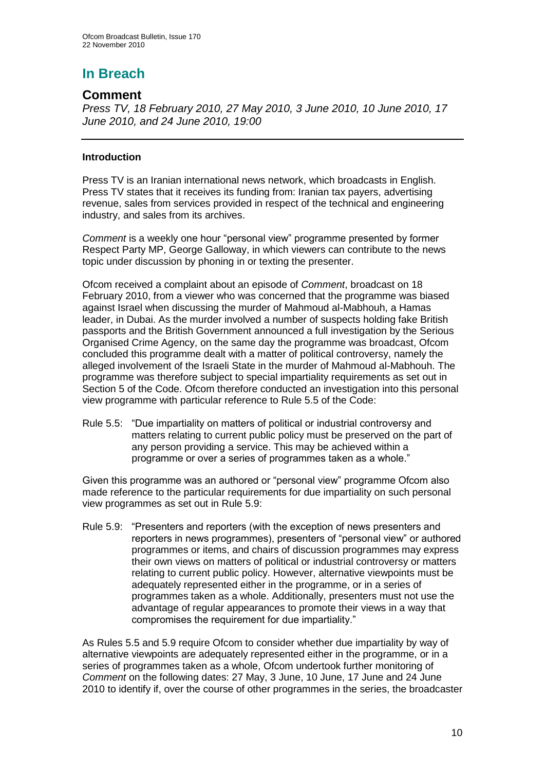# In Breach

## Comment

*Press TV, 18 February 2010, 27 May 2010, 3 June 2010, 10 June 2010, 17 June 2010, and 24 June 2010, 19:00*

**Introduction**

Press TV is an Iranian international news network, which broadcasts in English. Press TV states that it receives its funding from: Iranian tax payers, advertising revenue, sales from services provided in respect of the technical and engineering industry, and sales from its archives.

*Comment* is a weekly one hour "personal view" programme presented by former Respect Party MP, George Galloway, in which viewers can contribute to the news topic under discussion by phoning in or texting the presenter.

Ofcom received a complaint about an episode of *Comment*, broadcast on 18 February 2010, from a viewer who was concerned that the programme was biased against Israel when discussing the murder of Mahmoud al-Mabhouh, a Hamas leader, in Dubai. As the murder involved a number of suspects holding fake British passports and the British Government announced a full investigation by the Serious Organised Crime Agency, on the same day the programme was broadcast, Ofcom concluded this programme dealt with a matter of political controversy, namely the alleged involvement of the Israeli State in the murder of Mahmoud al-Mabhouh. The programme was therefore subject to special impartiality requirements as set out in Section 5 of the Code. Ofcom therefore conducted an investigation into this personal view programme with particular reference to Rule 5.5 of the Code:

Rule 5.5: "Due impartiality on matters of political or industrial controversy and matters relating to current public policy must be preserved on the part of any person providing a service. This may be achieved within a programme or over a series of programmes taken as a whole."

Given this programme was an authored or "personal view" programme Ofcom also made reference to the particular requirements for due impartiality on such personal view programmes as set out in Rule 5.9:

Rule 5.9: "Presenters and reporters (with the exception of news presenters and reporters in news programmes), presenters of "personal view" or authored programmes or items, and chairs of discussion programmes may express their own views on matters of political or industrial controversy or matters relating to current public policy. However, alternative viewpoints must be adequately represented either in the programme, or in a series of programmes taken as a whole. Additionally, presenters must not use the advantage of regular appearances to promote their views in a way that compromises the requirement for due impartiality."

As Rules 5.5 and 5.9 require Ofcom to consider whether due impartiality by way of alternative viewpoints are adequately represented either in the programme, or in a series of programmes taken as a whole, Ofcom undertook further monitoring of *Comment* on the following dates: 27 May, 3 June, 10 June, 17 June and 24 June 2010 to identify if, over the course of other programmes in the series, the broadcaster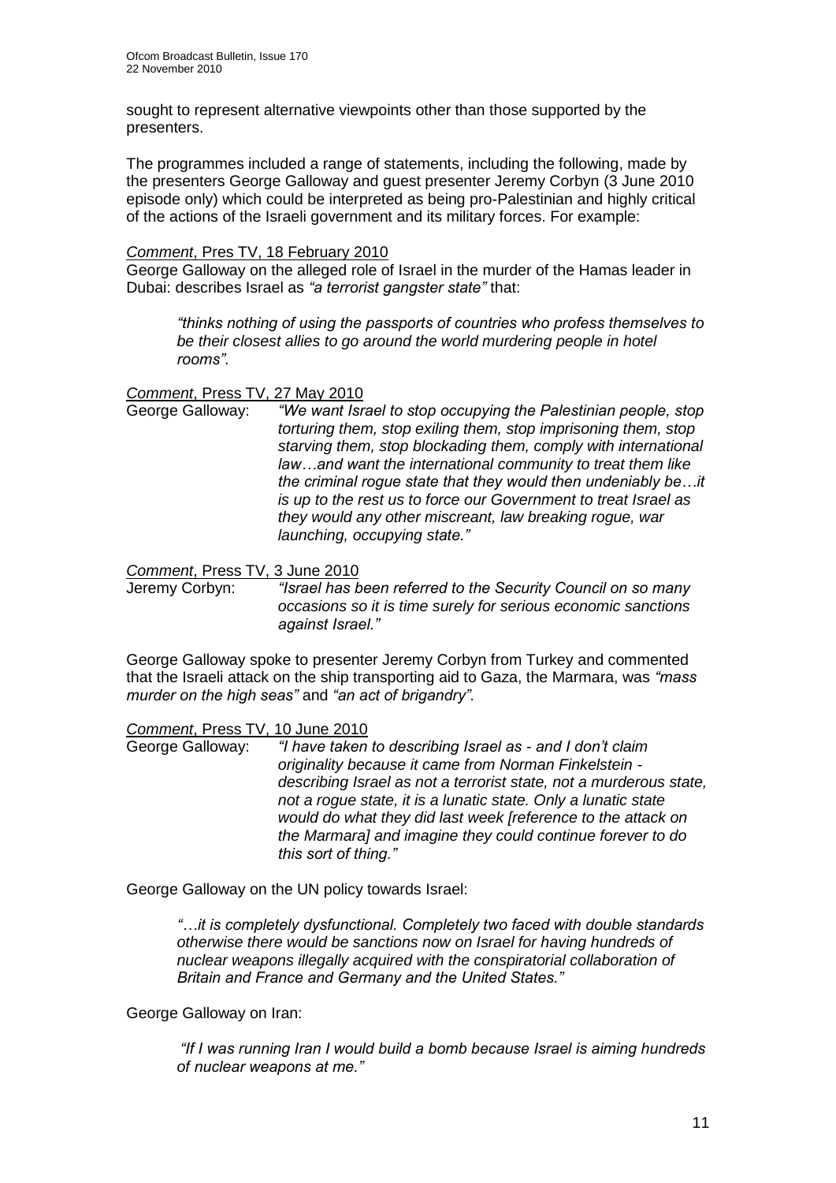sought to represent alternative viewpoints other than those supported by the presenters.

The programmes included a range of statements, including the following, made by the presenters George Galloway and guest presenter Jeremy Corbyn (3 June 2010 episode only) which could be interpreted as being pro-Palestinian and highly critical of the actions of the Israeli government and its military forces. For example:

*Comment*, Pres TV, 18 February 2010

George Galloway on the alleged role of Israel in the murder of the Hamas leader in Dubai: describes Israel as *"a terrorist gangster state"* that:

> *"thinks nothing of using the passports of countries who profess themselves to be their closest allies to go around the world murdering people in hotel rooms"*.

*Comment*, Press TV, 27 May 2010

George Galloway: *"We want Israel to stop occupying the Palestinian people, stop torturing them, stop exiling them, stop imprisoning them, stop starving them, stop blockading them, comply with international law…and want the international community to treat them like the criminal rogue state that they would then undeniably be…it is up to the rest us to force our Government to treat Israel as they would any other miscreant, law breaking rogue, war launching, occupying state."*

*Comment*, Press TV, 3 June 2010

Jeremy Corbyn: *"Israel has been referred to the Security Council on so many occasions so it is time surely for serious economic sanctions against Israel."*

George Galloway spoke to presenter Jeremy Corbyn from Turkey and commented that the Israeli attack on the ship transporting aid to Gaza, the Marmara, was *"mass murder on the high seas"* and *"an act of brigandry".*

*Comment*, Press TV, 10 June 2010

George Galloway: *"I have taken to describing Israel as - and I don't claim originality because it came from Norman Finkelstein - describing Israel as not a terrorist state, not a murderous state, not a rogue state, it is a lunatic state. Only a lunatic state would do what they did last week [reference to the attack on the Marmara] and imagine they could continue forever to do this sort of thing."*

George Galloway on the UN policy towards Israel:

> *"…it is completely dysfunctional. Completely two faced with double standards otherwise there would be sanctions now on Israel for having hundreds of nuclear weapons illegally acquired with the conspiratorial collaboration of Britain and France and Germany and the United States."*

George Galloway on Iran:

> *"If I was running Iran I would build a bomb because Israel is aiming hundreds of nuclear weapons at me."*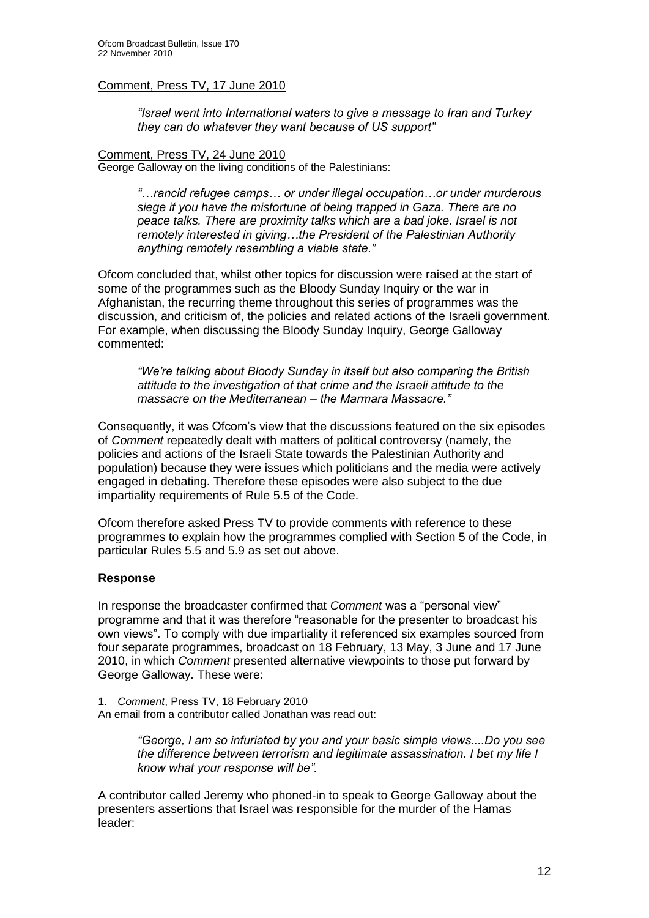Comment, Press TV, 17 June 2010

> *"Israel went into International waters to give a message to Iran and Turkey they can do whatever they want because of US support"*

Comment, Press TV, 24 June 2010

George Galloway on the living conditions of the Palestinians:

> *"…rancid refugee camps… or under illegal occupation…or under murderous siege if you have the misfortune of being trapped in Gaza. There are no peace talks. There are proximity talks which are a bad joke. Israel is not remotely interested in giving…the President of the Palestinian Authority anything remotely resembling a viable state."*

Ofcom concluded that, whilst other topics for discussion were raised at the start of some of the programmes such as the Bloody Sunday Inquiry or the war in Afghanistan, the recurring theme throughout this series of programmes was the discussion, and criticism of, the policies and related actions of the Israeli government. For example, when discussing the Bloody Sunday Inquiry, George Galloway commented:

> *"We're talking about Bloody Sunday in itself but also comparing the British attitude to the investigation of that crime and the Israeli attitude to the massacre on the Mediterranean – the Marmara Massacre."*

Consequently, it was Ofcom's view that the discussions featured on the six episodes of *Comment* repeatedly dealt with matters of political controversy (namely, the policies and actions of the Israeli State towards the Palestinian Authority and population) because they were issues which politicians and the media were actively engaged in debating. Therefore these episodes were also subject to the due impartiality requirements of Rule 5.5 of the Code.

Ofcom therefore asked Press TV to provide comments with reference to these programmes to explain how the programmes complied with Section 5 of the Code, in particular Rules 5.5 and 5.9 as set out above.

### Response

In response the broadcaster confirmed that *Comment* was a "personal view" programme and that it was therefore "reasonable for the presenter to broadcast his own views". To comply with due impartiality it referenced six examples sourced from four separate programmes, broadcast on 18 February, 13 May, 3 June and 17 June 2010, in which *Comment* presented alternative viewpoints to those put forward by George Galloway. These were:

1. *Comment*, Press TV, 18 February 2010

An email from a contributor called Jonathan was read out:

> *"George, I am so infuriated by you and your basic simple views....Do you see the difference between terrorism and legitimate assassination. I bet my life I know what your response will be".*

A contributor called Jeremy who phoned-in to speak to George Galloway about the presenters assertions that Israel was responsible for the murder of the Hamas leader: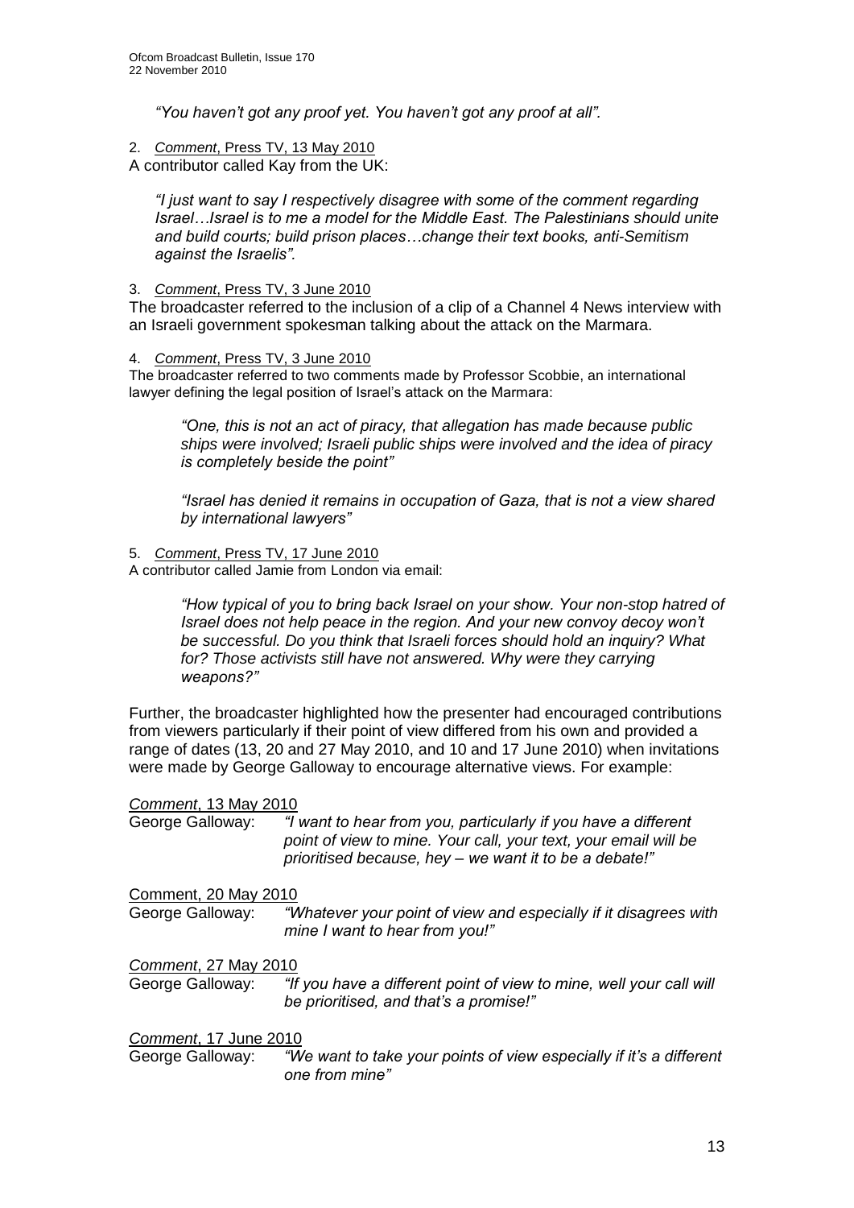*"You haven't got any proof yet. You haven't got any proof at all".*

2. *Comment*, Press TV, 13 May 2010

A contributor called Kay from the UK:

> *"I just want to say I respectively disagree with some of the comment regarding Israel…Israel is to me a model for the Middle East. The Palestinians should unite and build courts; build prison places…change their text books, anti-Semitism against the Israelis".*

3. *Comment*, Press TV, 3 June 2010

The broadcaster referred to the inclusion of a clip of a Channel 4 News interview with an Israeli government spokesman talking about the attack on the Marmara.

4. *Comment*, Press TV, 3 June 2010

The broadcaster referred to two comments made by Professor Scobbie, an international lawyer defining the legal position of Israel's attack on the Marmara:

> *"One, this is not an act of piracy, that allegation has made because public ships were involved; Israeli public ships were involved and the idea of piracy is completely beside the point"*
>
> *"Israel has denied it remains in occupation of Gaza, that is not a view shared by international lawyers"*

5. *Comment*, Press TV, 17 June 2010

A contributor called Jamie from London via email:

> *"How typical of you to bring back Israel on your show. Your non-stop hatred of Israel does not help peace in the region. And your new convoy decoy won't be successful. Do you think that Israeli forces should hold an inquiry? What for? Those activists still have not answered. Why were they carrying weapons?"*

Further, the broadcaster highlighted how the presenter had encouraged contributions from viewers particularly if their point of view differed from his own and provided a range of dates (13, 20 and 27 May 2010, and 10 and 17 June 2010) when invitations were made by George Galloway to encourage alternative views. For example:

*Comment*, 13 May 2010

George Galloway: *"I want to hear from you, particularly if you have a different point of view to mine. Your call, your text, your email will be prioritised because, hey – we want it to be a debate!"*

Comment, 20 May 2010

George Galloway: *"Whatever your point of view and especially if it disagrees with mine I want to hear from you!"*

*Comment*, 27 May 2010

George Galloway: *"If you have a different point of view to mine, well your call will be prioritised, and that's a promise!"*

*Comment*, 17 June 2010

George Galloway: *"We want to take your points of view especially if it's a different one from mine"*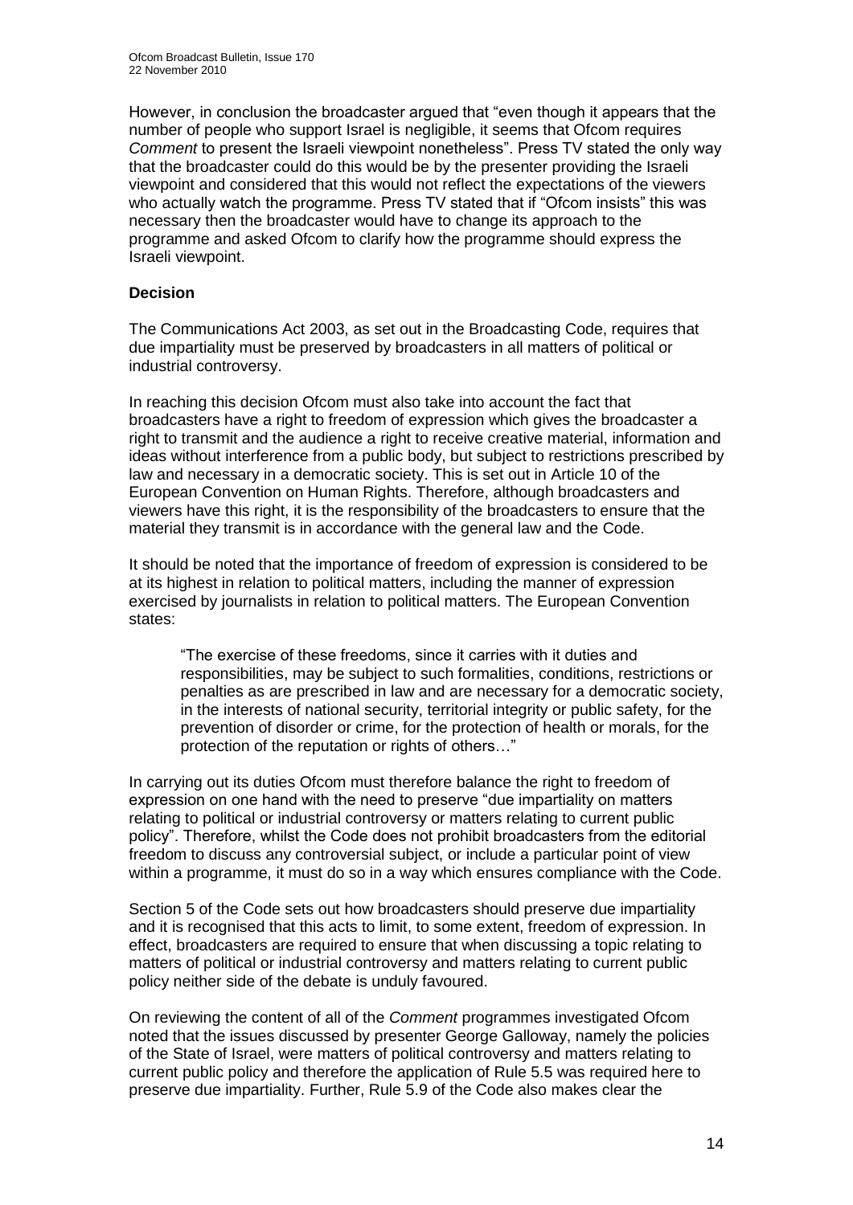However, in conclusion the broadcaster argued that "even though it appears that the number of people who support Israel is negligible, it seems that Ofcom requires *Comment* to present the Israeli viewpoint nonetheless". Press TV stated the only way that the broadcaster could do this would be by the presenter providing the Israeli viewpoint and considered that this would not reflect the expectations of the viewers who actually watch the programme. Press TV stated that if "Ofcom insists" this was necessary then the broadcaster would have to change its approach to the programme and asked Ofcom to clarify how the programme should express the Israeli viewpoint.

**Decision**

The Communications Act 2003, as set out in the Broadcasting Code, requires that due impartiality must be preserved by broadcasters in all matters of political or industrial controversy.

In reaching this decision Ofcom must also take into account the fact that broadcasters have a right to freedom of expression which gives the broadcaster a right to transmit and the audience a right to receive creative material, information and ideas without interference from a public body, but subject to restrictions prescribed by law and necessary in a democratic society. This is set out in Article 10 of the European Convention on Human Rights. Therefore, although broadcasters and viewers have this right, it is the responsibility of the broadcasters to ensure that the material they transmit is in accordance with the general law and the Code.

It should be noted that the importance of freedom of expression is considered to be at its highest in relation to political matters, including the manner of expression exercised by journalists in relation to political matters. The European Convention states:

> "The exercise of these freedoms, since it carries with it duties and responsibilities, may be subject to such formalities, conditions, restrictions or penalties as are prescribed in law and are necessary for a democratic society, in the interests of national security, territorial integrity or public safety, for the prevention of disorder or crime, for the protection of health or morals, for the protection of the reputation or rights of others…"

In carrying out its duties Ofcom must therefore balance the right to freedom of expression on one hand with the need to preserve "due impartiality on matters relating to political or industrial controversy or matters relating to current public policy". Therefore, whilst the Code does not prohibit broadcasters from the editorial freedom to discuss any controversial subject, or include a particular point of view within a programme, it must do so in a way which ensures compliance with the Code.

Section 5 of the Code sets out how broadcasters should preserve due impartiality and it is recognised that this acts to limit, to some extent, freedom of expression. In effect, broadcasters are required to ensure that when discussing a topic relating to matters of political or industrial controversy and matters relating to current public policy neither side of the debate is unduly favoured.

On reviewing the content of all of the *Comment* programmes investigated Ofcom noted that the issues discussed by presenter George Galloway, namely the policies of the State of Israel, were matters of political controversy and matters relating to current public policy and therefore the application of Rule 5.5 was required here to preserve due impartiality. Further, Rule 5.9 of the Code also makes clear the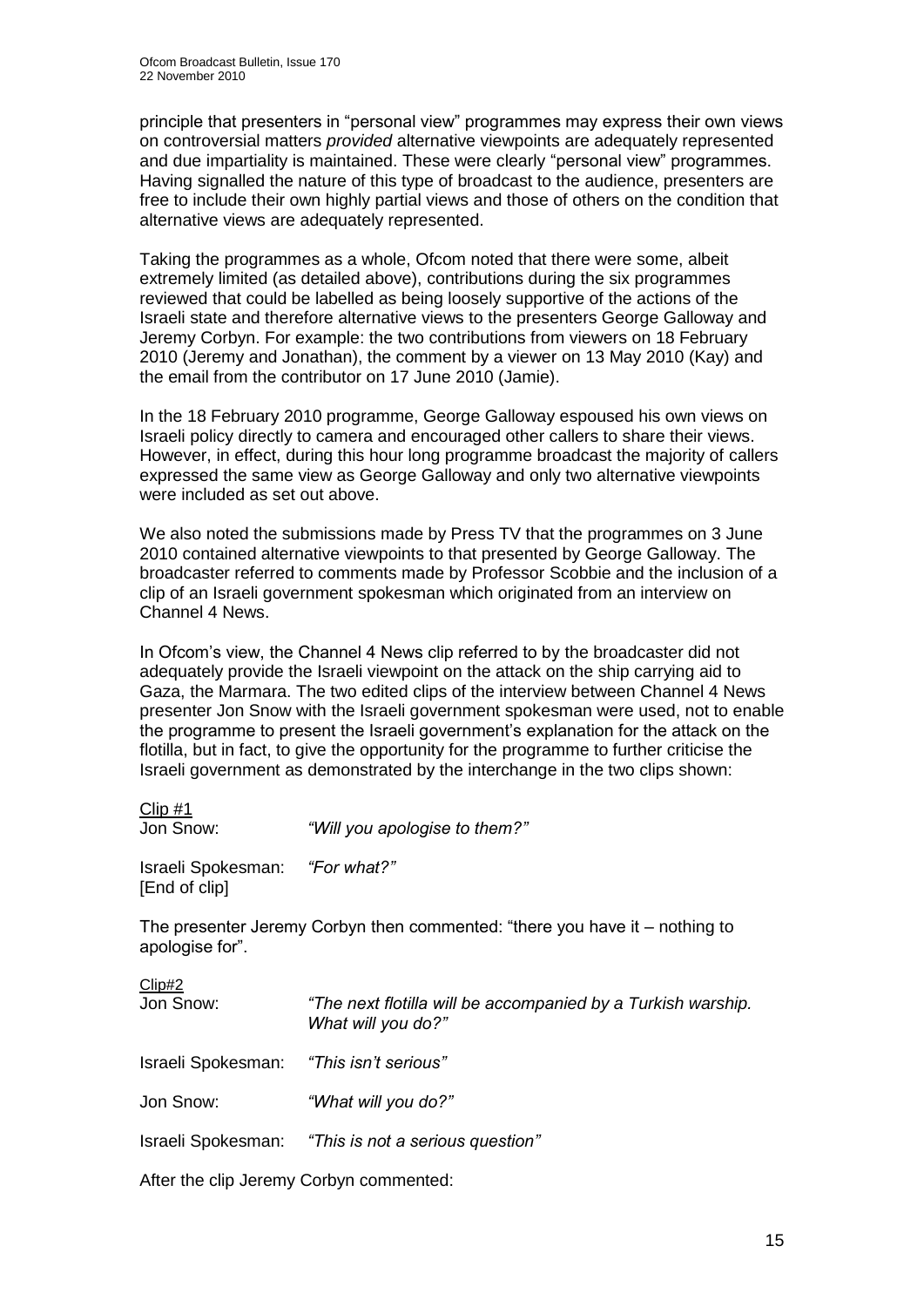principle that presenters in "personal view" programmes may express their own views on controversial matters *provided* alternative viewpoints are adequately represented and due impartiality is maintained. These were clearly "personal view" programmes. Having signalled the nature of this type of broadcast to the audience, presenters are free to include their own highly partial views and those of others on the condition that alternative views are adequately represented.

Taking the programmes as a whole, Ofcom noted that there were some, albeit extremely limited (as detailed above), contributions during the six programmes reviewed that could be labelled as being loosely supportive of the actions of the Israeli state and therefore alternative views to the presenters George Galloway and Jeremy Corbyn. For example: the two contributions from viewers on 18 February 2010 (Jeremy and Jonathan), the comment by a viewer on 13 May 2010 (Kay) and the email from the contributor on 17 June 2010 (Jamie).

In the 18 February 2010 programme, George Galloway espoused his own views on Israeli policy directly to camera and encouraged other callers to share their views. However, in effect, during this hour long programme broadcast the majority of callers expressed the same view as George Galloway and only two alternative viewpoints were included as set out above.

We also noted the submissions made by Press TV that the programmes on 3 June 2010 contained alternative viewpoints to that presented by George Galloway. The broadcaster referred to comments made by Professor Scobbie and the inclusion of a clip of an Israeli government spokesman which originated from an interview on Channel 4 News.

In Ofcom's view, the Channel 4 News clip referred to by the broadcaster did not adequately provide the Israeli viewpoint on the attack on the ship carrying aid to Gaza, the Marmara. The two edited clips of the interview between Channel 4 News presenter Jon Snow with the Israeli government spokesman were used, not to enable the programme to present the Israeli government's explanation for the attack on the flotilla, but in fact, to give the opportunity for the programme to further criticise the Israeli government as demonstrated by the interchange in the two clips shown:

Clip #1

Jon Snow: *"Will you apologise to them?"*

Israeli Spokesman: *"For what?"*
[End of clip]

The presenter Jeremy Corbyn then commented: "there you have it – nothing to apologise for".

Clip#2

Jon Snow: *"The next flotilla will be accompanied by a Turkish warship. What will you do?"*

Israeli Spokesman: *"This isn't serious"*

Jon Snow: *"What will you do?"*

Israeli Spokesman: *"This is not a serious question"*

After the clip Jeremy Corbyn commented: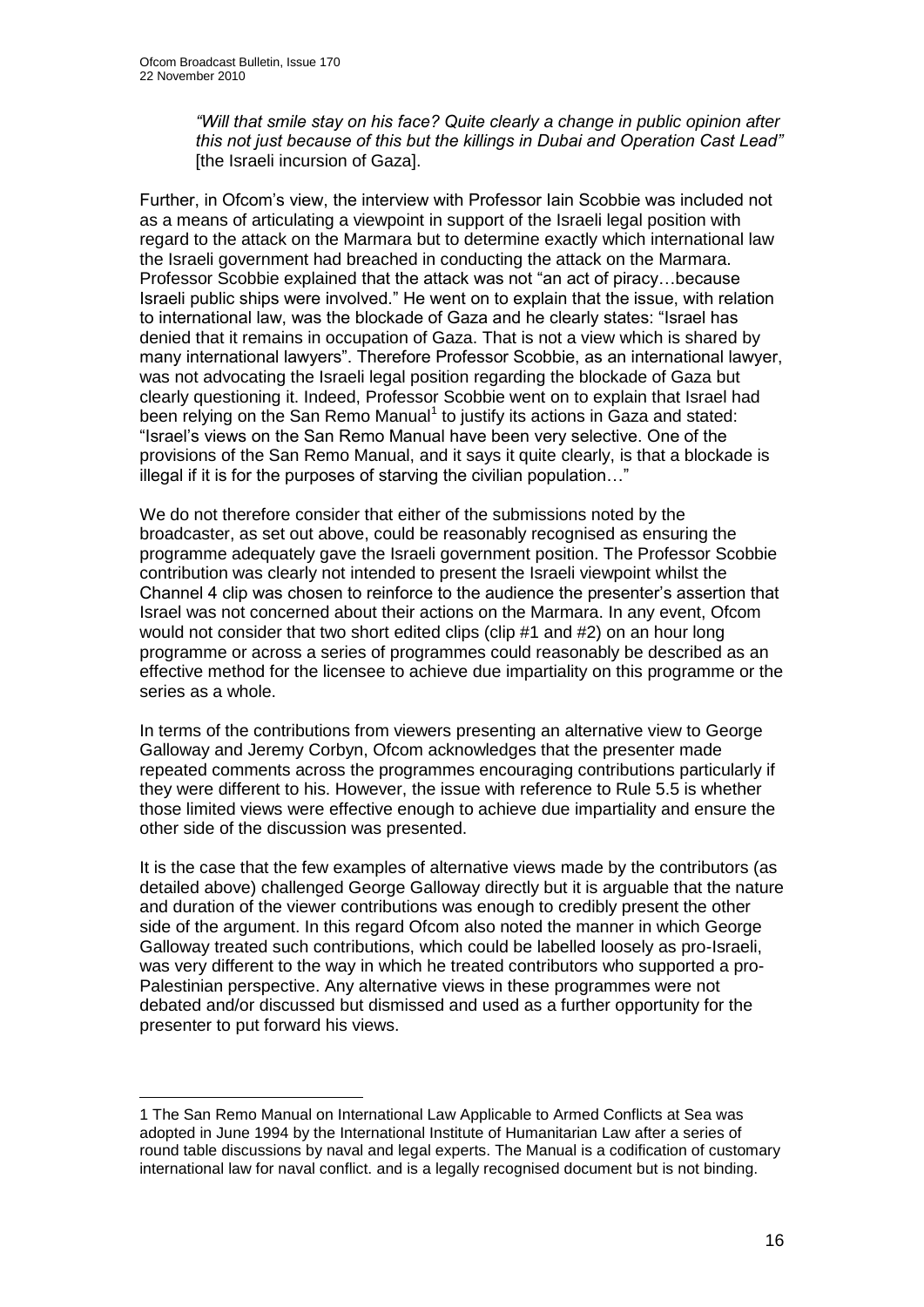> *"Will that smile stay on his face? Quite clearly a change in public opinion after this not just because of this but the killings in Dubai and Operation Cast Lead"* [the Israeli incursion of Gaza].

Further, in Ofcom's view, the interview with Professor Iain Scobbie was included not as a means of articulating a viewpoint in support of the Israeli legal position with regard to the attack on the Marmara but to determine exactly which international law the Israeli government had breached in conducting the attack on the Marmara. Professor Scobbie explained that the attack was not "an act of piracy…because Israeli public ships were involved." He went on to explain that the issue, with relation to international law, was the blockade of Gaza and he clearly states: "Israel has denied that it remains in occupation of Gaza. That is not a view which is shared by many international lawyers". Therefore Professor Scobbie, as an international lawyer, was not advocating the Israeli legal position regarding the blockade of Gaza but clearly questioning it. Indeed, Professor Scobbie went on to explain that Israel had been relying on the San Remo Manual[1] to justify its actions in Gaza and stated: "Israel's views on the San Remo Manual have been very selective. One of the provisions of the San Remo Manual, and it says it quite clearly, is that a blockade is illegal if it is for the purposes of starving the civilian population…"

We do not therefore consider that either of the submissions noted by the broadcaster, as set out above, could be reasonably recognised as ensuring the programme adequately gave the Israeli government position. The Professor Scobbie contribution was clearly not intended to present the Israeli viewpoint whilst the Channel 4 clip was chosen to reinforce to the audience the presenter's assertion that Israel was not concerned about their actions on the Marmara. In any event, Ofcom would not consider that two short edited clips (clip #1 and #2) on an hour long programme or across a series of programmes could reasonably be described as an effective method for the licensee to achieve due impartiality on this programme or the series as a whole.

In terms of the contributions from viewers presenting an alternative view to George Galloway and Jeremy Corbyn, Ofcom acknowledges that the presenter made repeated comments across the programmes encouraging contributions particularly if they were different to his. However, the issue with reference to Rule 5.5 is whether those limited views were effective enough to achieve due impartiality and ensure the other side of the discussion was presented.

It is the case that the few examples of alternative views made by the contributors (as detailed above) challenged George Galloway directly but it is arguable that the nature and duration of the viewer contributions was enough to credibly present the other side of the argument. In this regard Ofcom also noted the manner in which George Galloway treated such contributions, which could be labelled loosely as pro-Israeli, was very different to the way in which he treated contributors who supported a pro-Palestinian perspective. Any alternative views in these programmes were not debated and/or discussed but dismissed and used as a further opportunity for the presenter to put forward his views.

---

[1] The San Remo Manual on International Law Applicable to Armed Conflicts at Sea was adopted in June 1994 by the International Institute of Humanitarian Law after a series of round table discussions by naval and legal experts. The Manual is a codification of customary international law for naval conflict. and is a legally recognised document but is not binding.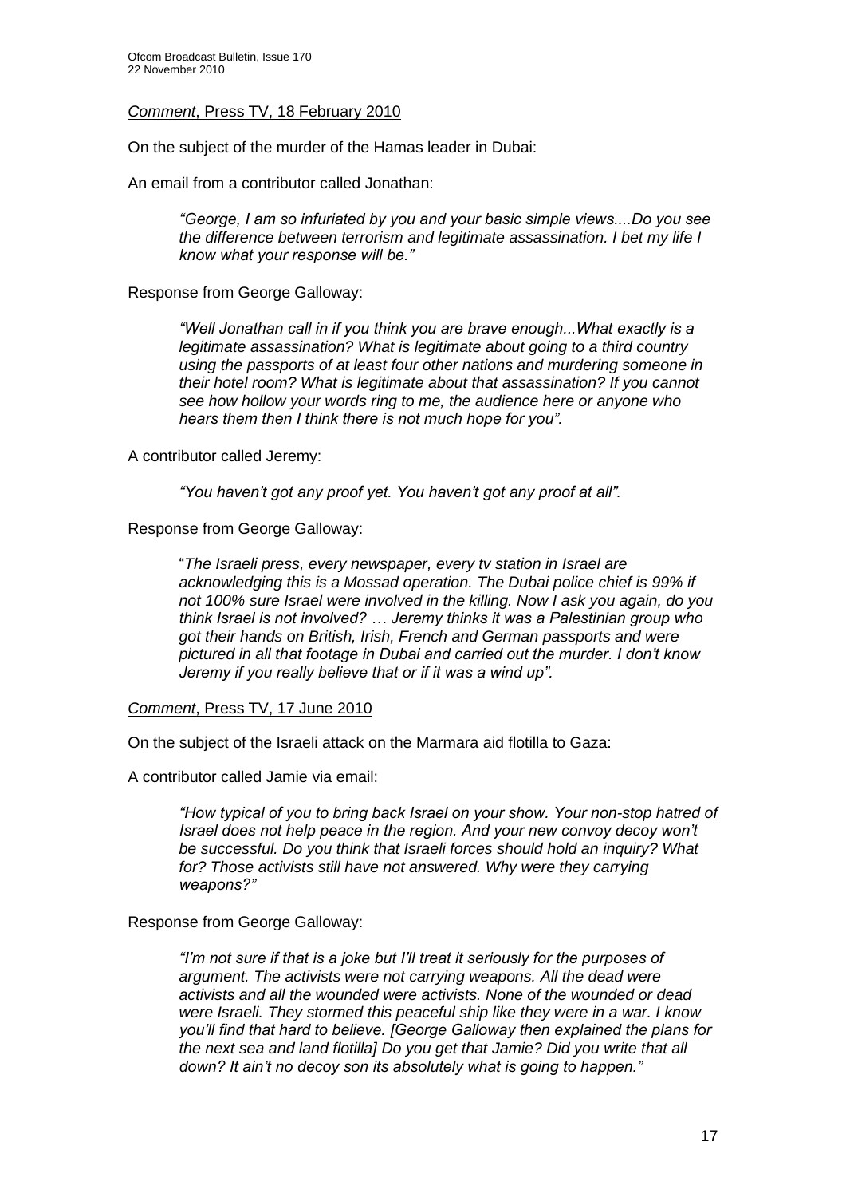*Comment*, Press TV, 18 February 2010

On the subject of the murder of the Hamas leader in Dubai:

An email from a contributor called Jonathan:

> *"George, I am so infuriated by you and your basic simple views....Do you see the difference between terrorism and legitimate assassination. I bet my life I know what your response will be."*

Response from George Galloway:

> *"Well Jonathan call in if you think you are brave enough...What exactly is a legitimate assassination? What is legitimate about going to a third country using the passports of at least four other nations and murdering someone in their hotel room? What is legitimate about that assassination? If you cannot see how hollow your words ring to me, the audience here or anyone who hears them then I think there is not much hope for you".*

A contributor called Jeremy:

> *"You haven't got any proof yet. You haven't got any proof at all".*

Response from George Galloway:

> "*The Israeli press, every newspaper, every tv station in Israel are acknowledging this is a Mossad operation. The Dubai police chief is 99% if not 100% sure Israel were involved in the killing. Now I ask you again, do you think Israel is not involved? … Jeremy thinks it was a Palestinian group who got their hands on British, Irish, French and German passports and were pictured in all that footage in Dubai and carried out the murder. I don't know Jeremy if you really believe that or if it was a wind up".*

*Comment*, Press TV, 17 June 2010

On the subject of the Israeli attack on the Marmara aid flotilla to Gaza:

A contributor called Jamie via email:

> *"How typical of you to bring back Israel on your show. Your non-stop hatred of Israel does not help peace in the region. And your new convoy decoy won't be successful. Do you think that Israeli forces should hold an inquiry? What for? Those activists still have not answered. Why were they carrying weapons?"*

Response from George Galloway:

> *"I'm not sure if that is a joke but I'll treat it seriously for the purposes of argument. The activists were not carrying weapons. All the dead were activists and all the wounded were activists. None of the wounded or dead were Israeli. They stormed this peaceful ship like they were in a war. I know you'll find that hard to believe. [George Galloway then explained the plans for the next sea and land flotilla] Do you get that Jamie? Did you write that all down? It ain't no decoy son its absolutely what is going to happen."*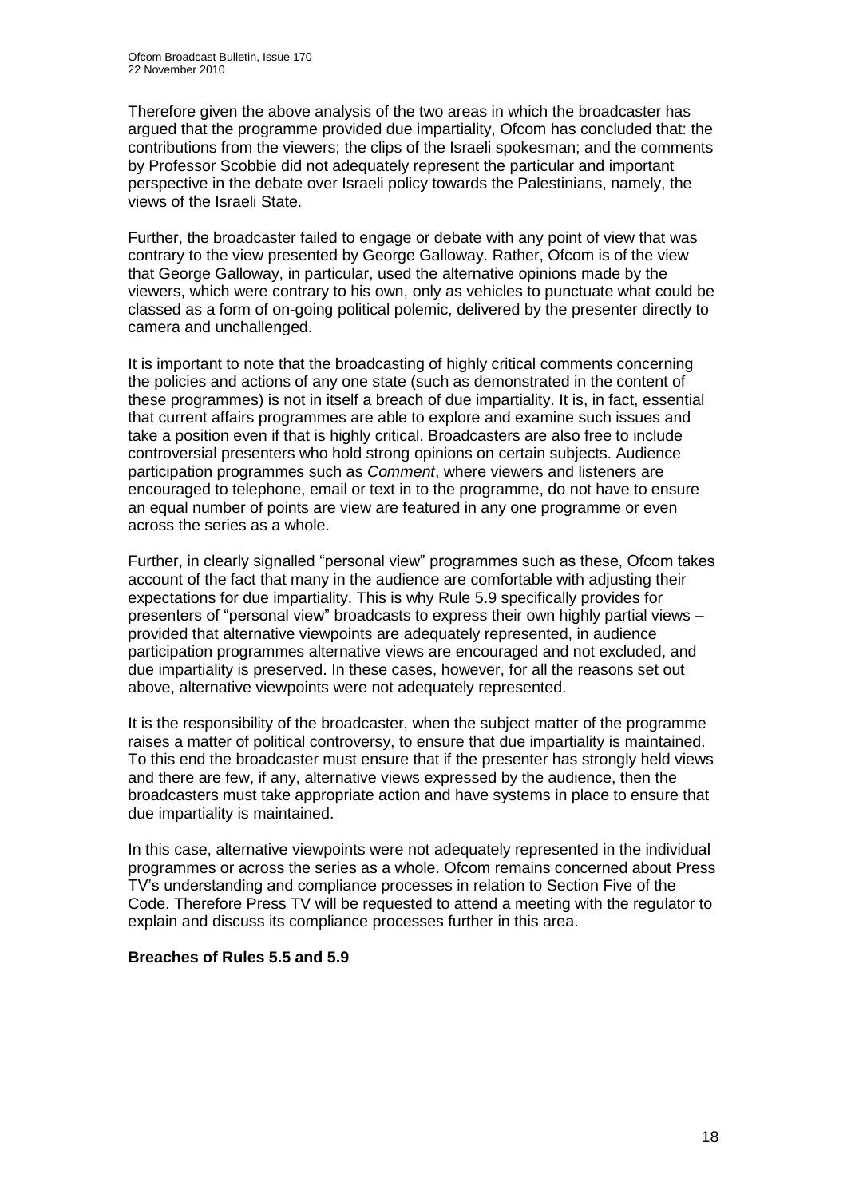Therefore given the above analysis of the two areas in which the broadcaster has argued that the programme provided due impartiality, Ofcom has concluded that: the contributions from the viewers; the clips of the Israeli spokesman; and the comments by Professor Scobbie did not adequately represent the particular and important perspective in the debate over Israeli policy towards the Palestinians, namely, the views of the Israeli State.

Further, the broadcaster failed to engage or debate with any point of view that was contrary to the view presented by George Galloway. Rather, Ofcom is of the view that George Galloway, in particular, used the alternative opinions made by the viewers, which were contrary to his own, only as vehicles to punctuate what could be classed as a form of on-going political polemic, delivered by the presenter directly to camera and unchallenged.

It is important to note that the broadcasting of highly critical comments concerning the policies and actions of any one state (such as demonstrated in the content of these programmes) is not in itself a breach of due impartiality. It is, in fact, essential that current affairs programmes are able to explore and examine such issues and take a position even if that is highly critical. Broadcasters are also free to include controversial presenters who hold strong opinions on certain subjects. Audience participation programmes such as *Comment*, where viewers and listeners are encouraged to telephone, email or text in to the programme, do not have to ensure an equal number of points are view are featured in any one programme or even across the series as a whole.

Further, in clearly signalled "personal view" programmes such as these, Ofcom takes account of the fact that many in the audience are comfortable with adjusting their expectations for due impartiality. This is why Rule 5.9 specifically provides for presenters of "personal view" broadcasts to express their own highly partial views – provided that alternative viewpoints are adequately represented, in audience participation programmes alternative views are encouraged and not excluded, and due impartiality is preserved. In these cases, however, for all the reasons set out above, alternative viewpoints were not adequately represented.

It is the responsibility of the broadcaster, when the subject matter of the programme raises a matter of political controversy, to ensure that due impartiality is maintained. To this end the broadcaster must ensure that if the presenter has strongly held views and there are few, if any, alternative views expressed by the audience, then the broadcasters must take appropriate action and have systems in place to ensure that due impartiality is maintained.

In this case, alternative viewpoints were not adequately represented in the individual programmes or across the series as a whole. Ofcom remains concerned about Press TV's understanding and compliance processes in relation to Section Five of the Code. Therefore Press TV will be requested to attend a meeting with the regulator to explain and discuss its compliance processes further in this area.

**Breaches of Rules 5.5 and 5.9**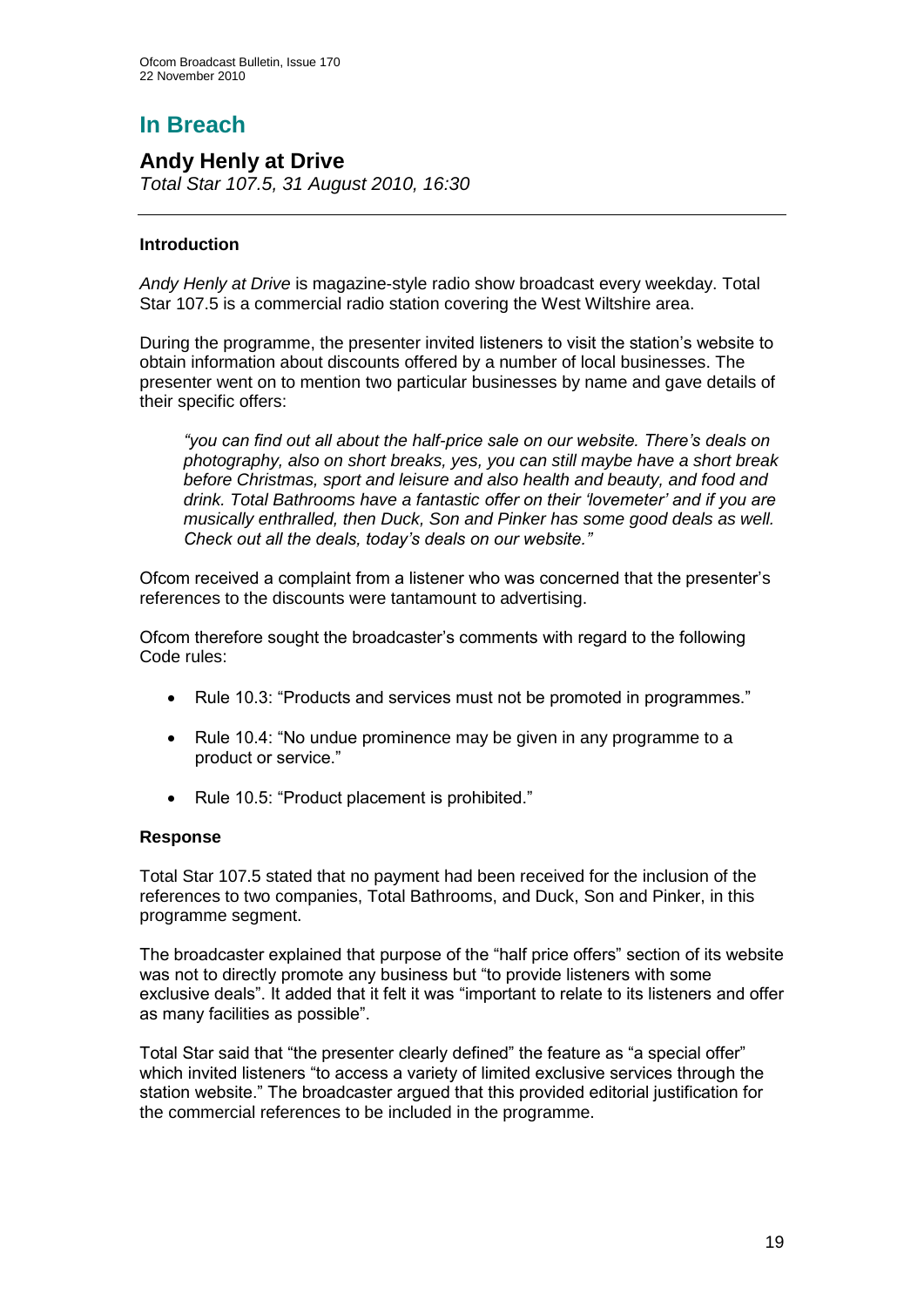# In Breach

## Andy Henly at Drive

*Total Star 107.5, 31 August 2010, 16:30*

---

### Introduction

*Andy Henly at Drive* is magazine-style radio show broadcast every weekday. Total Star 107.5 is a commercial radio station covering the West Wiltshire area.

During the programme, the presenter invited listeners to visit the station's website to obtain information about discounts offered by a number of local businesses. The presenter went on to mention two particular businesses by name and gave details of their specific offers:

> *"you can find out all about the half-price sale on our website. There's deals on photography, also on short breaks, yes, you can still maybe have a short break before Christmas, sport and leisure and also health and beauty, and food and drink. Total Bathrooms have a fantastic offer on their 'lovemeter' and if you are musically enthralled, then Duck, Son and Pinker has some good deals as well. Check out all the deals, today's deals on our website."*

Ofcom received a complaint from a listener who was concerned that the presenter's references to the discounts were tantamount to advertising.

Ofcom therefore sought the broadcaster's comments with regard to the following Code rules:

- Rule 10.3: "Products and services must not be promoted in programmes."
- Rule 10.4: "No undue prominence may be given in any programme to a product or service."
- Rule 10.5: "Product placement is prohibited."

### Response

Total Star 107.5 stated that no payment had been received for the inclusion of the references to two companies, Total Bathrooms, and Duck, Son and Pinker, in this programme segment.

The broadcaster explained that purpose of the "half price offers" section of its website was not to directly promote any business but "to provide listeners with some exclusive deals". It added that it felt it was "important to relate to its listeners and offer as many facilities as possible".

Total Star said that "the presenter clearly defined" the feature as "a special offer" which invited listeners "to access a variety of limited exclusive services through the station website." The broadcaster argued that this provided editorial justification for the commercial references to be included in the programme.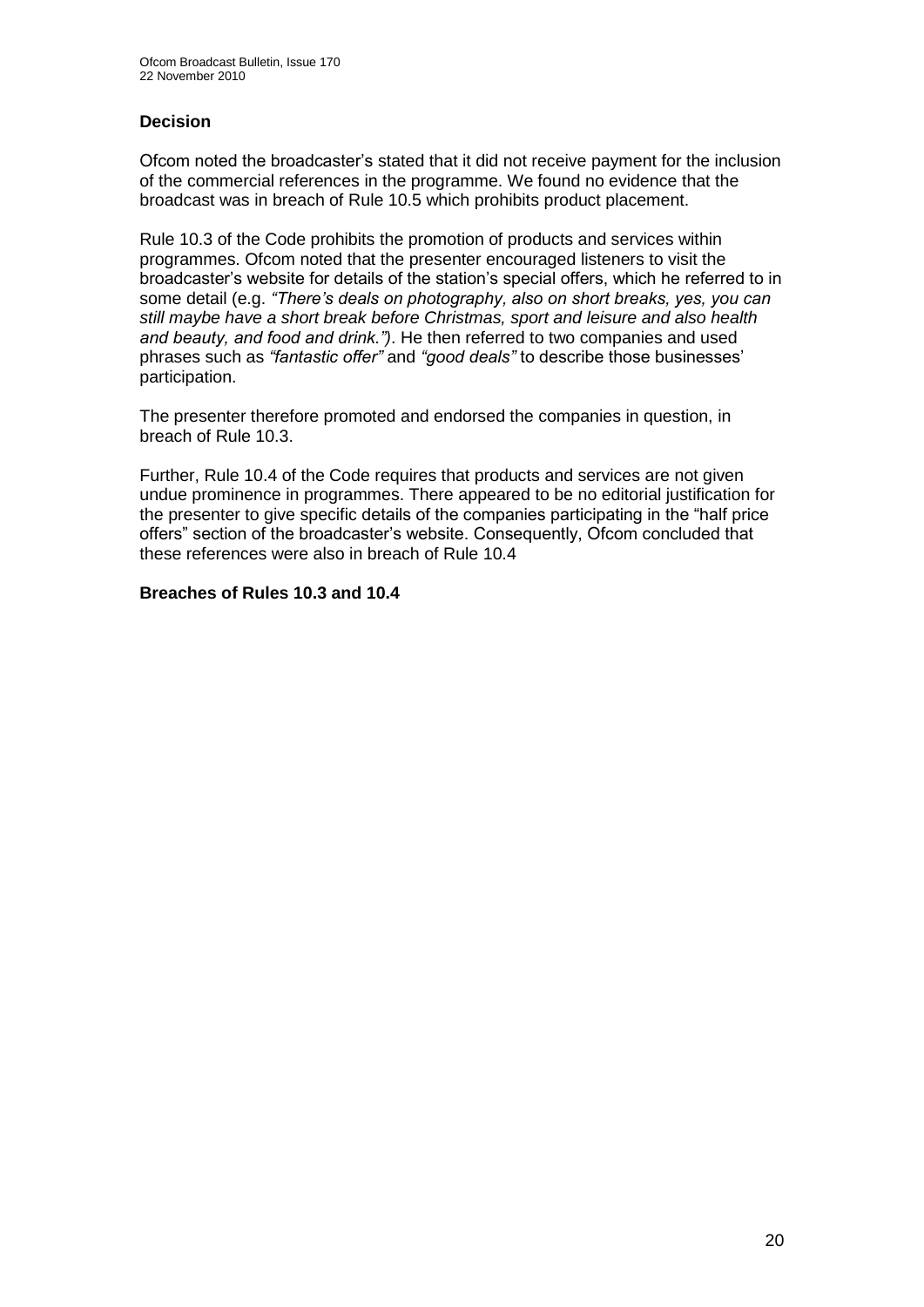### Decision

Ofcom noted the broadcaster's stated that it did not receive payment for the inclusion of the commercial references in the programme. We found no evidence that the broadcast was in breach of Rule 10.5 which prohibits product placement.

Rule 10.3 of the Code prohibits the promotion of products and services within programmes. Ofcom noted that the presenter encouraged listeners to visit the broadcaster's website for details of the station's special offers, which he referred to in some detail (e.g. *"There's deals on photography, also on short breaks, yes, you can still maybe have a short break before Christmas, sport and leisure and also health and beauty, and food and drink.")*. He then referred to two companies and used phrases such as *"fantastic offer"* and *"good deals"* to describe those businesses' participation.

The presenter therefore promoted and endorsed the companies in question, in breach of Rule 10.3.

Further, Rule 10.4 of the Code requires that products and services are not given undue prominence in programmes. There appeared to be no editorial justification for the presenter to give specific details of the companies participating in the "half price offers" section of the broadcaster's website. Consequently, Ofcom concluded that these references were also in breach of Rule 10.4

**Breaches of Rules 10.3 and 10.4**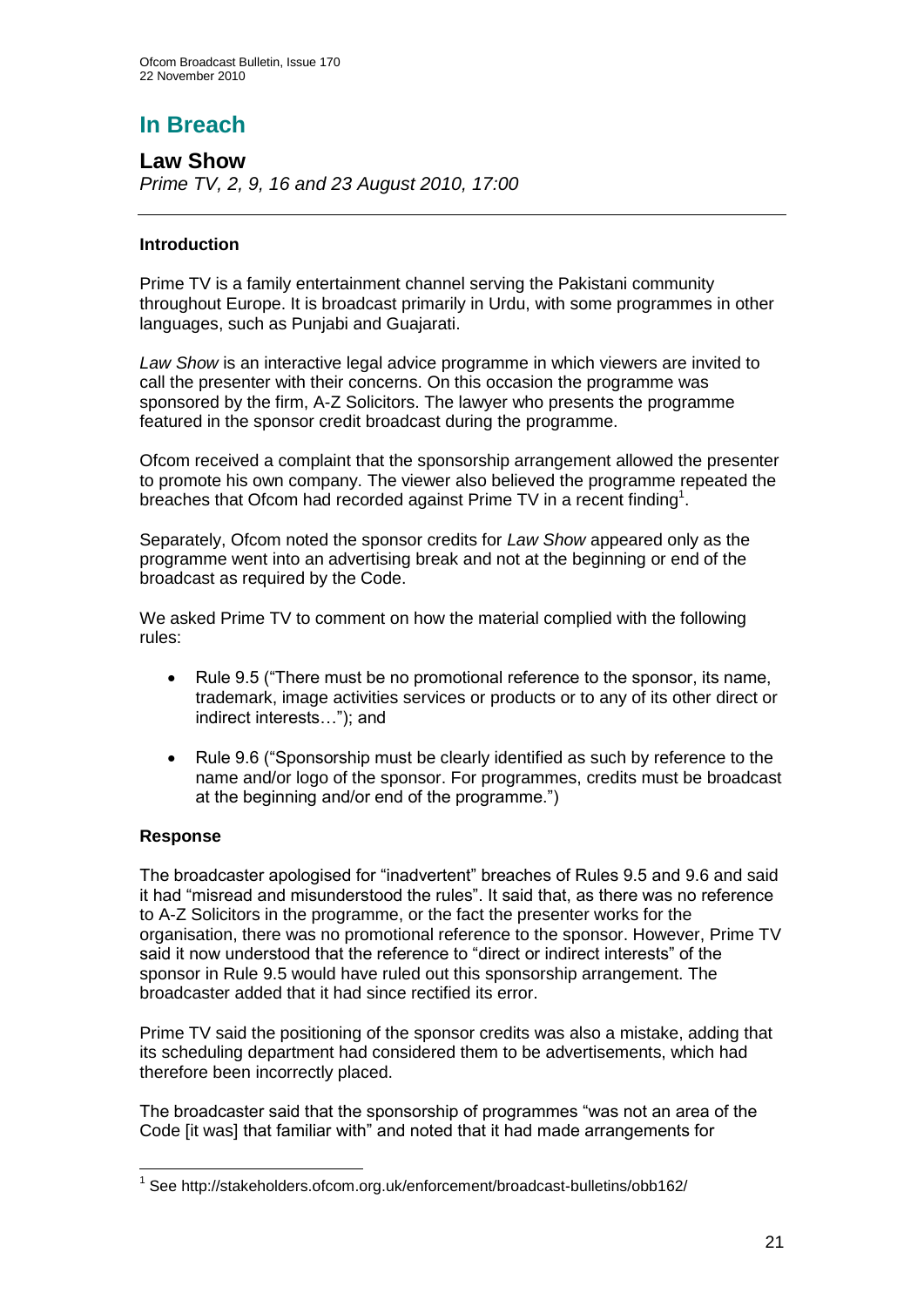# In Breach

## Law Show

*Prime TV, 2, 9, 16 and 23 August 2010, 17:00*

### Introduction

Prime TV is a family entertainment channel serving the Pakistani community throughout Europe. It is broadcast primarily in Urdu, with some programmes in other languages, such as Punjabi and Guajarati.

*Law Show* is an interactive legal advice programme in which viewers are invited to call the presenter with their concerns. On this occasion the programme was sponsored by the firm, A-Z Solicitors. The lawyer who presents the programme featured in the sponsor credit broadcast during the programme.

Ofcom received a complaint that the sponsorship arrangement allowed the presenter to promote his own company. The viewer also believed the programme repeated the breaches that Ofcom had recorded against Prime TV in a recent finding[1].

Separately, Ofcom noted the sponsor credits for *Law Show* appeared only as the programme went into an advertising break and not at the beginning or end of the broadcast as required by the Code.

We asked Prime TV to comment on how the material complied with the following rules:

- Rule 9.5 ("There must be no promotional reference to the sponsor, its name, trademark, image activities services or products or to any of its other direct or indirect interests…"); and
- Rule 9.6 ("Sponsorship must be clearly identified as such by reference to the name and/or logo of the sponsor. For programmes, credits must be broadcast at the beginning and/or end of the programme.")

### Response

The broadcaster apologised for "inadvertent" breaches of Rules 9.5 and 9.6 and said it had "misread and misunderstood the rules". It said that, as there was no reference to A-Z Solicitors in the programme, or the fact the presenter works for the organisation, there was no promotional reference to the sponsor. However, Prime TV said it now understood that the reference to "direct or indirect interests" of the sponsor in Rule 9.5 would have ruled out this sponsorship arrangement. The broadcaster added that it had since rectified its error.

Prime TV said the positioning of the sponsor credits was also a mistake, adding that its scheduling department had considered them to be advertisements, which had therefore been incorrectly placed.

The broadcaster said that the sponsorship of programmes "was not an area of the Code [it was] that familiar with" and noted that it had made arrangements for

---

[1] See http://stakeholders.ofcom.org.uk/enforcement/broadcast-bulletins/obb162/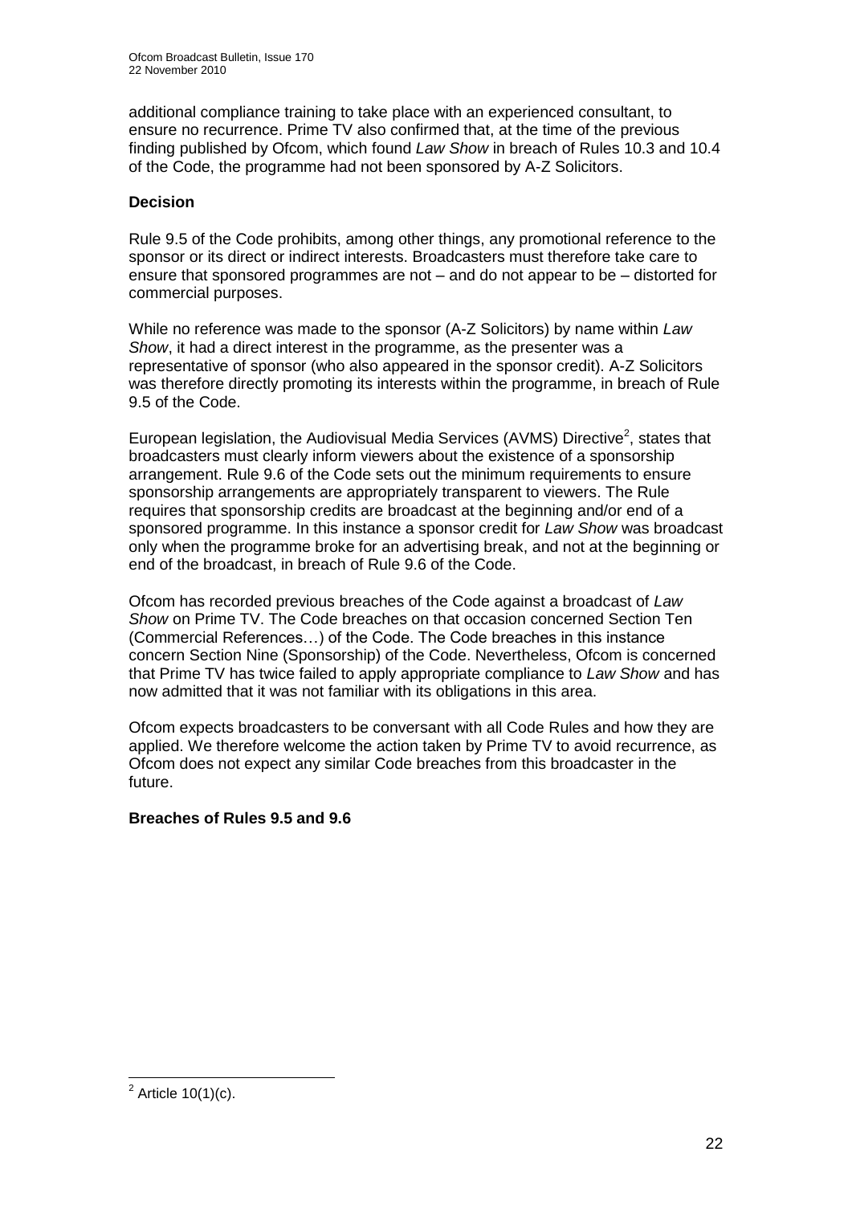additional compliance training to take place with an experienced consultant, to ensure no recurrence. Prime TV also confirmed that, at the time of the previous finding published by Ofcom, which found *Law Show* in breach of Rules 10.3 and 10.4 of the Code, the programme had not been sponsored by A-Z Solicitors.

**Decision**

Rule 9.5 of the Code prohibits, among other things, any promotional reference to the sponsor or its direct or indirect interests. Broadcasters must therefore take care to ensure that sponsored programmes are not – and do not appear to be – distorted for commercial purposes.

While no reference was made to the sponsor (A-Z Solicitors) by name within *Law Show*, it had a direct interest in the programme, as the presenter was a representative of sponsor (who also appeared in the sponsor credit). A-Z Solicitors was therefore directly promoting its interests within the programme, in breach of Rule 9.5 of the Code.

European legislation, the Audiovisual Media Services (AVMS) Directive[2], states that broadcasters must clearly inform viewers about the existence of a sponsorship arrangement. Rule 9.6 of the Code sets out the minimum requirements to ensure sponsorship arrangements are appropriately transparent to viewers. The Rule requires that sponsorship credits are broadcast at the beginning and/or end of a sponsored programme. In this instance a sponsor credit for *Law Show* was broadcast only when the programme broke for an advertising break, and not at the beginning or end of the broadcast, in breach of Rule 9.6 of the Code.

Ofcom has recorded previous breaches of the Code against a broadcast of *Law Show* on Prime TV. The Code breaches on that occasion concerned Section Ten (Commercial References…) of the Code. The Code breaches in this instance concern Section Nine (Sponsorship) of the Code. Nevertheless, Ofcom is concerned that Prime TV has twice failed to apply appropriate compliance to *Law Show* and has now admitted that it was not familiar with its obligations in this area.

Ofcom expects broadcasters to be conversant with all Code Rules and how they are applied. We therefore welcome the action taken by Prime TV to avoid recurrence, as Ofcom does not expect any similar Code breaches from this broadcaster in the future.

**Breaches of Rules 9.5 and 9.6**

[2] Article 10(1)(c).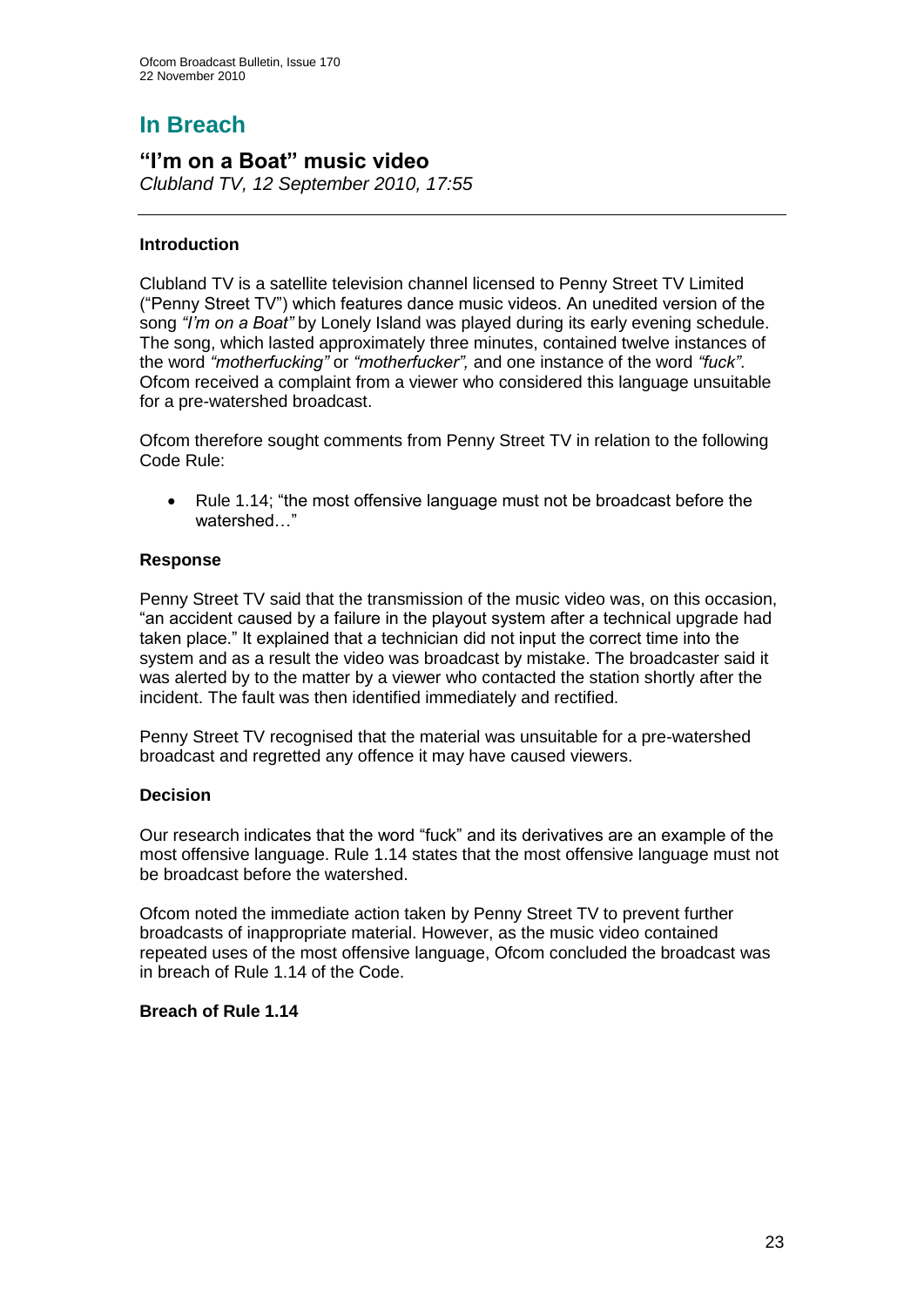# In Breach

## "I'm on a Boat" music video

*Clubland TV, 12 September 2010, 17:55*

### Introduction

Clubland TV is a satellite television channel licensed to Penny Street TV Limited ("Penny Street TV") which features dance music videos. An unedited version of the song *"I'm on a Boat"* by Lonely Island was played during its early evening schedule. The song, which lasted approximately three minutes, contained twelve instances of the word *"motherfucking"* or *"motherfucker",* and one instance of the word *"fuck"*. Ofcom received a complaint from a viewer who considered this language unsuitable for a pre-watershed broadcast.

Ofcom therefore sought comments from Penny Street TV in relation to the following Code Rule:

- Rule 1.14; "the most offensive language must not be broadcast before the watershed…"

### Response

Penny Street TV said that the transmission of the music video was, on this occasion, "an accident caused by a failure in the playout system after a technical upgrade had taken place." It explained that a technician did not input the correct time into the system and as a result the video was broadcast by mistake. The broadcaster said it was alerted by to the matter by a viewer who contacted the station shortly after the incident. The fault was then identified immediately and rectified.

Penny Street TV recognised that the material was unsuitable for a pre-watershed broadcast and regretted any offence it may have caused viewers.

### Decision

Our research indicates that the word "fuck" and its derivatives are an example of the most offensive language. Rule 1.14 states that the most offensive language must not be broadcast before the watershed.

Ofcom noted the immediate action taken by Penny Street TV to prevent further broadcasts of inappropriate material. However, as the music video contained repeated uses of the most offensive language, Ofcom concluded the broadcast was in breach of Rule 1.14 of the Code.

**Breach of Rule 1.14**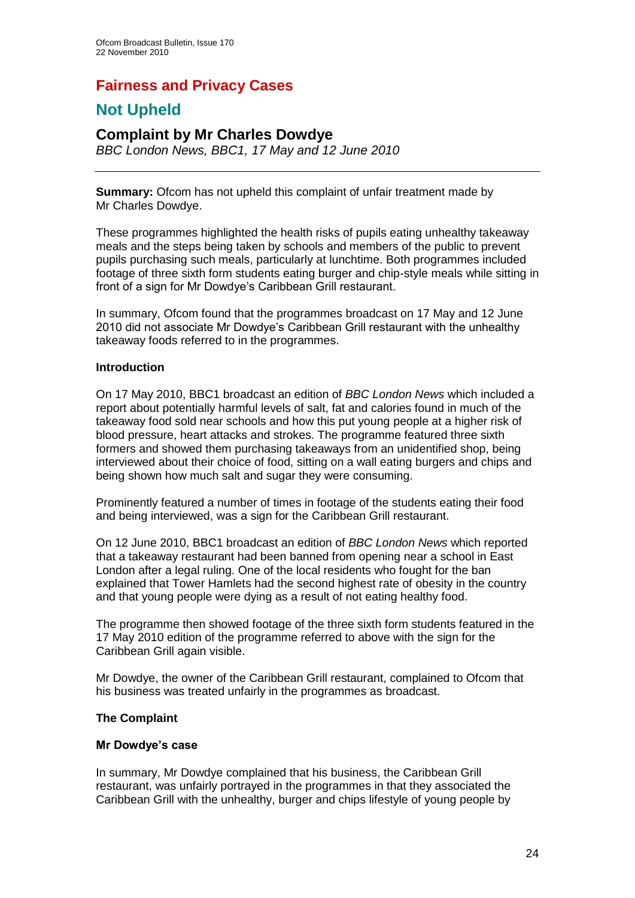# Fairness and Privacy Cases

## Not Upheld

### Complaint by Mr Charles Dowdye

*BBC London News, BBC1, 17 May and 12 June 2010*

**Summary:** Ofcom has not upheld this complaint of unfair treatment made by Mr Charles Dowdye.

These programmes highlighted the health risks of pupils eating unhealthy takeaway meals and the steps being taken by schools and members of the public to prevent pupils purchasing such meals, particularly at lunchtime. Both programmes included footage of three sixth form students eating burger and chip-style meals while sitting in front of a sign for Mr Dowdye's Caribbean Grill restaurant.

In summary, Ofcom found that the programmes broadcast on 17 May and 12 June 2010 did not associate Mr Dowdye's Caribbean Grill restaurant with the unhealthy takeaway foods referred to in the programmes.

**Introduction**

On 17 May 2010, BBC1 broadcast an edition of *BBC London News* which included a report about potentially harmful levels of salt, fat and calories found in much of the takeaway food sold near schools and how this put young people at a higher risk of blood pressure, heart attacks and strokes. The programme featured three sixth formers and showed them purchasing takeaways from an unidentified shop, being interviewed about their choice of food, sitting on a wall eating burgers and chips and being shown how much salt and sugar they were consuming.

Prominently featured a number of times in footage of the students eating their food and being interviewed, was a sign for the Caribbean Grill restaurant.

On 12 June 2010, BBC1 broadcast an edition of *BBC London News* which reported that a takeaway restaurant had been banned from opening near a school in East London after a legal ruling. One of the local residents who fought for the ban explained that Tower Hamlets had the second highest rate of obesity in the country and that young people were dying as a result of not eating healthy food.

The programme then showed footage of the three sixth form students featured in the 17 May 2010 edition of the programme referred to above with the sign for the Caribbean Grill again visible.

Mr Dowdye, the owner of the Caribbean Grill restaurant, complained to Ofcom that his business was treated unfairly in the programmes as broadcast.

**The Complaint**

**Mr Dowdye's case**

In summary, Mr Dowdye complained that his business, the Caribbean Grill restaurant, was unfairly portrayed in the programmes in that they associated the Caribbean Grill with the unhealthy, burger and chips lifestyle of young people by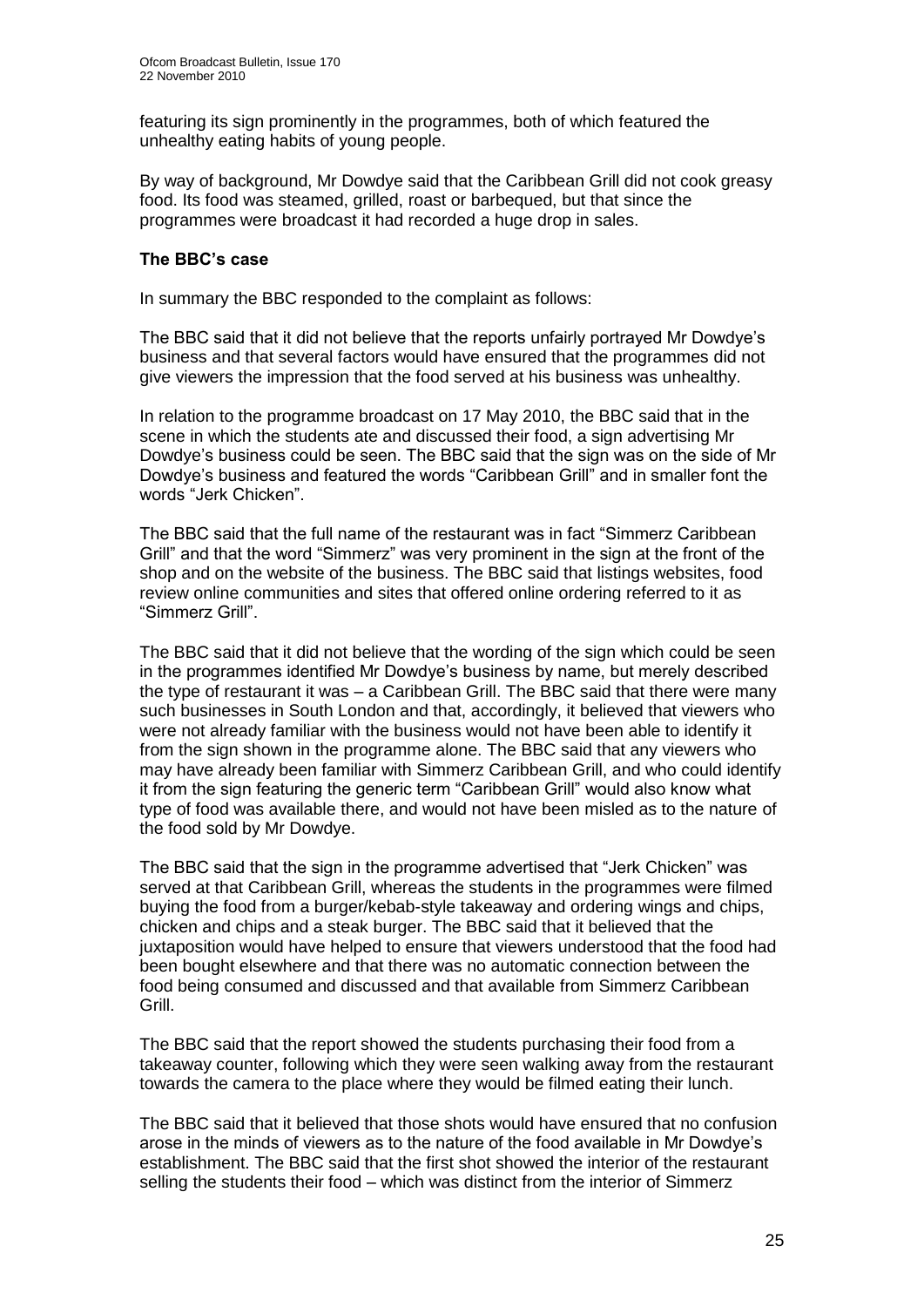featuring its sign prominently in the programmes, both of which featured the unhealthy eating habits of young people.

By way of background, Mr Dowdye said that the Caribbean Grill did not cook greasy food. Its food was steamed, grilled, roast or barbequed, but that since the programmes were broadcast it had recorded a huge drop in sales.

### The BBC's case

In summary the BBC responded to the complaint as follows:

The BBC said that it did not believe that the reports unfairly portrayed Mr Dowdye's business and that several factors would have ensured that the programmes did not give viewers the impression that the food served at his business was unhealthy.

In relation to the programme broadcast on 17 May 2010, the BBC said that in the scene in which the students ate and discussed their food, a sign advertising Mr Dowdye's business could be seen. The BBC said that the sign was on the side of Mr Dowdye's business and featured the words "Caribbean Grill" and in smaller font the words "Jerk Chicken".

The BBC said that the full name of the restaurant was in fact "Simmerz Caribbean Grill" and that the word "Simmerz" was very prominent in the sign at the front of the shop and on the website of the business. The BBC said that listings websites, food review online communities and sites that offered online ordering referred to it as "Simmerz Grill".

The BBC said that it did not believe that the wording of the sign which could be seen in the programmes identified Mr Dowdye's business by name, but merely described the type of restaurant it was – a Caribbean Grill. The BBC said that there were many such businesses in South London and that, accordingly, it believed that viewers who were not already familiar with the business would not have been able to identify it from the sign shown in the programme alone. The BBC said that any viewers who may have already been familiar with Simmerz Caribbean Grill, and who could identify it from the sign featuring the generic term "Caribbean Grill" would also know what type of food was available there, and would not have been misled as to the nature of the food sold by Mr Dowdye.

The BBC said that the sign in the programme advertised that "Jerk Chicken" was served at that Caribbean Grill, whereas the students in the programmes were filmed buying the food from a burger/kebab-style takeaway and ordering wings and chips, chicken and chips and a steak burger. The BBC said that it believed that the juxtaposition would have helped to ensure that viewers understood that the food had been bought elsewhere and that there was no automatic connection between the food being consumed and discussed and that available from Simmerz Caribbean Grill.

The BBC said that the report showed the students purchasing their food from a takeaway counter, following which they were seen walking away from the restaurant towards the camera to the place where they would be filmed eating their lunch.

The BBC said that it believed that those shots would have ensured that no confusion arose in the minds of viewers as to the nature of the food available in Mr Dowdye's establishment. The BBC said that the first shot showed the interior of the restaurant selling the students their food – which was distinct from the interior of Simmerz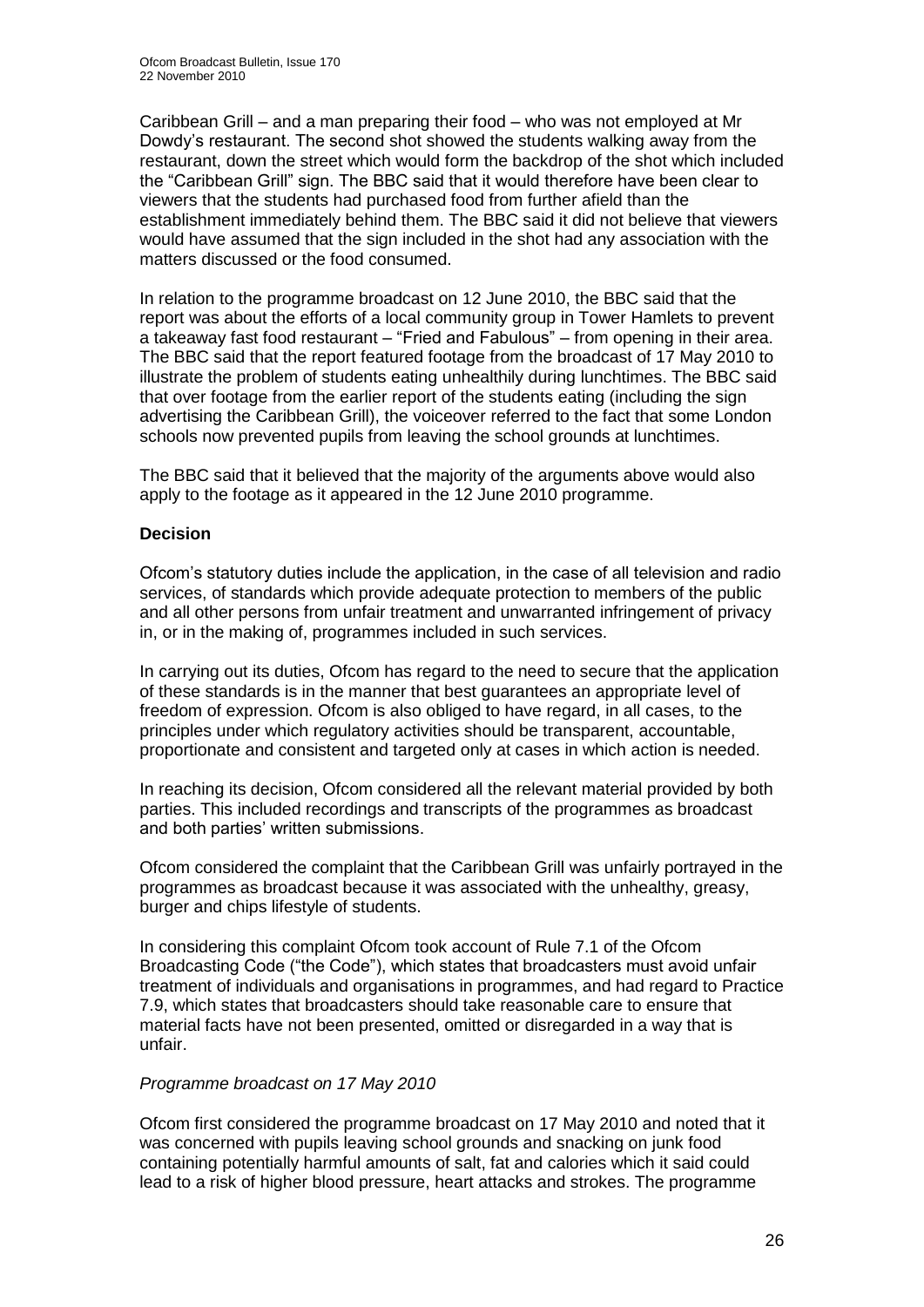Caribbean Grill – and a man preparing their food – who was not employed at Mr Dowdy's restaurant. The second shot showed the students walking away from the restaurant, down the street which would form the backdrop of the shot which included the "Caribbean Grill" sign. The BBC said that it would therefore have been clear to viewers that the students had purchased food from further afield than the establishment immediately behind them. The BBC said it did not believe that viewers would have assumed that the sign included in the shot had any association with the matters discussed or the food consumed.

In relation to the programme broadcast on 12 June 2010, the BBC said that the report was about the efforts of a local community group in Tower Hamlets to prevent a takeaway fast food restaurant – "Fried and Fabulous" – from opening in their area. The BBC said that the report featured footage from the broadcast of 17 May 2010 to illustrate the problem of students eating unhealthily during lunchtimes. The BBC said that over footage from the earlier report of the students eating (including the sign advertising the Caribbean Grill), the voiceover referred to the fact that some London schools now prevented pupils from leaving the school grounds at lunchtimes.

The BBC said that it believed that the majority of the arguments above would also apply to the footage as it appeared in the 12 June 2010 programme.

**Decision**

Ofcom's statutory duties include the application, in the case of all television and radio services, of standards which provide adequate protection to members of the public and all other persons from unfair treatment and unwarranted infringement of privacy in, or in the making of, programmes included in such services.

In carrying out its duties, Ofcom has regard to the need to secure that the application of these standards is in the manner that best guarantees an appropriate level of freedom of expression. Ofcom is also obliged to have regard, in all cases, to the principles under which regulatory activities should be transparent, accountable, proportionate and consistent and targeted only at cases in which action is needed.

In reaching its decision, Ofcom considered all the relevant material provided by both parties. This included recordings and transcripts of the programmes as broadcast and both parties' written submissions.

Ofcom considered the complaint that the Caribbean Grill was unfairly portrayed in the programmes as broadcast because it was associated with the unhealthy, greasy, burger and chips lifestyle of students.

In considering this complaint Ofcom took account of Rule 7.1 of the Ofcom Broadcasting Code ("the Code"), which states that broadcasters must avoid unfair treatment of individuals and organisations in programmes, and had regard to Practice 7.9, which states that broadcasters should take reasonable care to ensure that material facts have not been presented, omitted or disregarded in a way that is unfair.

*Programme broadcast on 17 May 2010*

Ofcom first considered the programme broadcast on 17 May 2010 and noted that it was concerned with pupils leaving school grounds and snacking on junk food containing potentially harmful amounts of salt, fat and calories which it said could lead to a risk of higher blood pressure, heart attacks and strokes. The programme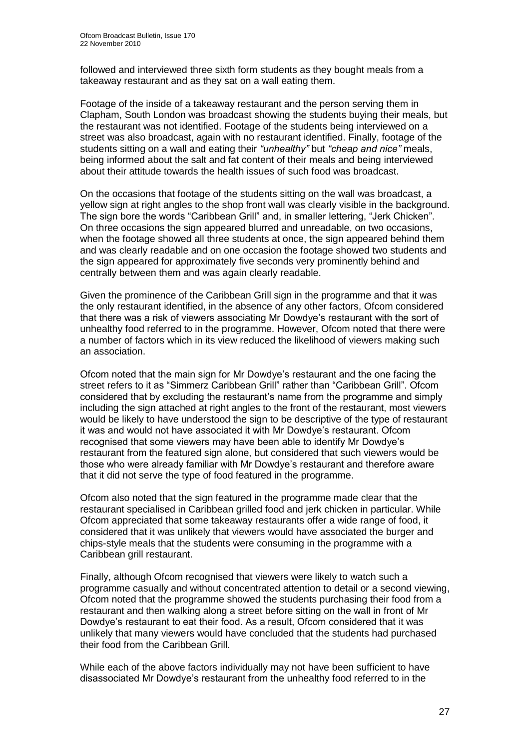followed and interviewed three sixth form students as they bought meals from a takeaway restaurant and as they sat on a wall eating them.

Footage of the inside of a takeaway restaurant and the person serving them in Clapham, South London was broadcast showing the students buying their meals, but the restaurant was not identified. Footage of the students being interviewed on a street was also broadcast, again with no restaurant identified. Finally, footage of the students sitting on a wall and eating their *"unhealthy"* but *"cheap and nice"* meals, being informed about the salt and fat content of their meals and being interviewed about their attitude towards the health issues of such food was broadcast.

On the occasions that footage of the students sitting on the wall was broadcast, a yellow sign at right angles to the shop front wall was clearly visible in the background. The sign bore the words "Caribbean Grill" and, in smaller lettering, "Jerk Chicken". On three occasions the sign appeared blurred and unreadable, on two occasions, when the footage showed all three students at once, the sign appeared behind them and was clearly readable and on one occasion the footage showed two students and the sign appeared for approximately five seconds very prominently behind and centrally between them and was again clearly readable.

Given the prominence of the Caribbean Grill sign in the programme and that it was the only restaurant identified, in the absence of any other factors, Ofcom considered that there was a risk of viewers associating Mr Dowdye's restaurant with the sort of unhealthy food referred to in the programme. However, Ofcom noted that there were a number of factors which in its view reduced the likelihood of viewers making such an association.

Ofcom noted that the main sign for Mr Dowdye's restaurant and the one facing the street refers to it as "Simmerz Caribbean Grill" rather than "Caribbean Grill". Ofcom considered that by excluding the restaurant's name from the programme and simply including the sign attached at right angles to the front of the restaurant, most viewers would be likely to have understood the sign to be descriptive of the type of restaurant it was and would not have associated it with Mr Dowdye's restaurant. Ofcom recognised that some viewers may have been able to identify Mr Dowdye's restaurant from the featured sign alone, but considered that such viewers would be those who were already familiar with Mr Dowdye's restaurant and therefore aware that it did not serve the type of food featured in the programme.

Ofcom also noted that the sign featured in the programme made clear that the restaurant specialised in Caribbean grilled food and jerk chicken in particular. While Ofcom appreciated that some takeaway restaurants offer a wide range of food, it considered that it was unlikely that viewers would have associated the burger and chips-style meals that the students were consuming in the programme with a Caribbean grill restaurant.

Finally, although Ofcom recognised that viewers were likely to watch such a programme casually and without concentrated attention to detail or a second viewing, Ofcom noted that the programme showed the students purchasing their food from a restaurant and then walking along a street before sitting on the wall in front of Mr Dowdye's restaurant to eat their food. As a result, Ofcom considered that it was unlikely that many viewers would have concluded that the students had purchased their food from the Caribbean Grill.

While each of the above factors individually may not have been sufficient to have disassociated Mr Dowdye's restaurant from the unhealthy food referred to in the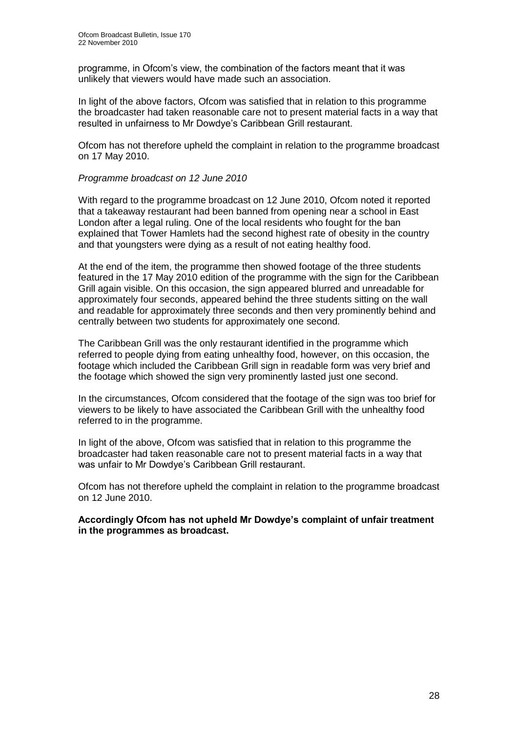programme, in Ofcom's view, the combination of the factors meant that it was unlikely that viewers would have made such an association.

In light of the above factors, Ofcom was satisfied that in relation to this programme the broadcaster had taken reasonable care not to present material facts in a way that resulted in unfairness to Mr Dowdye's Caribbean Grill restaurant.

Ofcom has not therefore upheld the complaint in relation to the programme broadcast on 17 May 2010.

*Programme broadcast on 12 June 2010*

With regard to the programme broadcast on 12 June 2010, Ofcom noted it reported that a takeaway restaurant had been banned from opening near a school in East London after a legal ruling. One of the local residents who fought for the ban explained that Tower Hamlets had the second highest rate of obesity in the country and that youngsters were dying as a result of not eating healthy food.

At the end of the item, the programme then showed footage of the three students featured in the 17 May 2010 edition of the programme with the sign for the Caribbean Grill again visible. On this occasion, the sign appeared blurred and unreadable for approximately four seconds, appeared behind the three students sitting on the wall and readable for approximately three seconds and then very prominently behind and centrally between two students for approximately one second.

The Caribbean Grill was the only restaurant identified in the programme which referred to people dying from eating unhealthy food, however, on this occasion, the footage which included the Caribbean Grill sign in readable form was very brief and the footage which showed the sign very prominently lasted just one second.

In the circumstances, Ofcom considered that the footage of the sign was too brief for viewers to be likely to have associated the Caribbean Grill with the unhealthy food referred to in the programme.

In light of the above, Ofcom was satisfied that in relation to this programme the broadcaster had taken reasonable care not to present material facts in a way that was unfair to Mr Dowdye's Caribbean Grill restaurant.

Ofcom has not therefore upheld the complaint in relation to the programme broadcast on 12 June 2010.

**Accordingly Ofcom has not upheld Mr Dowdye's complaint of unfair treatment in the programmes as broadcast.**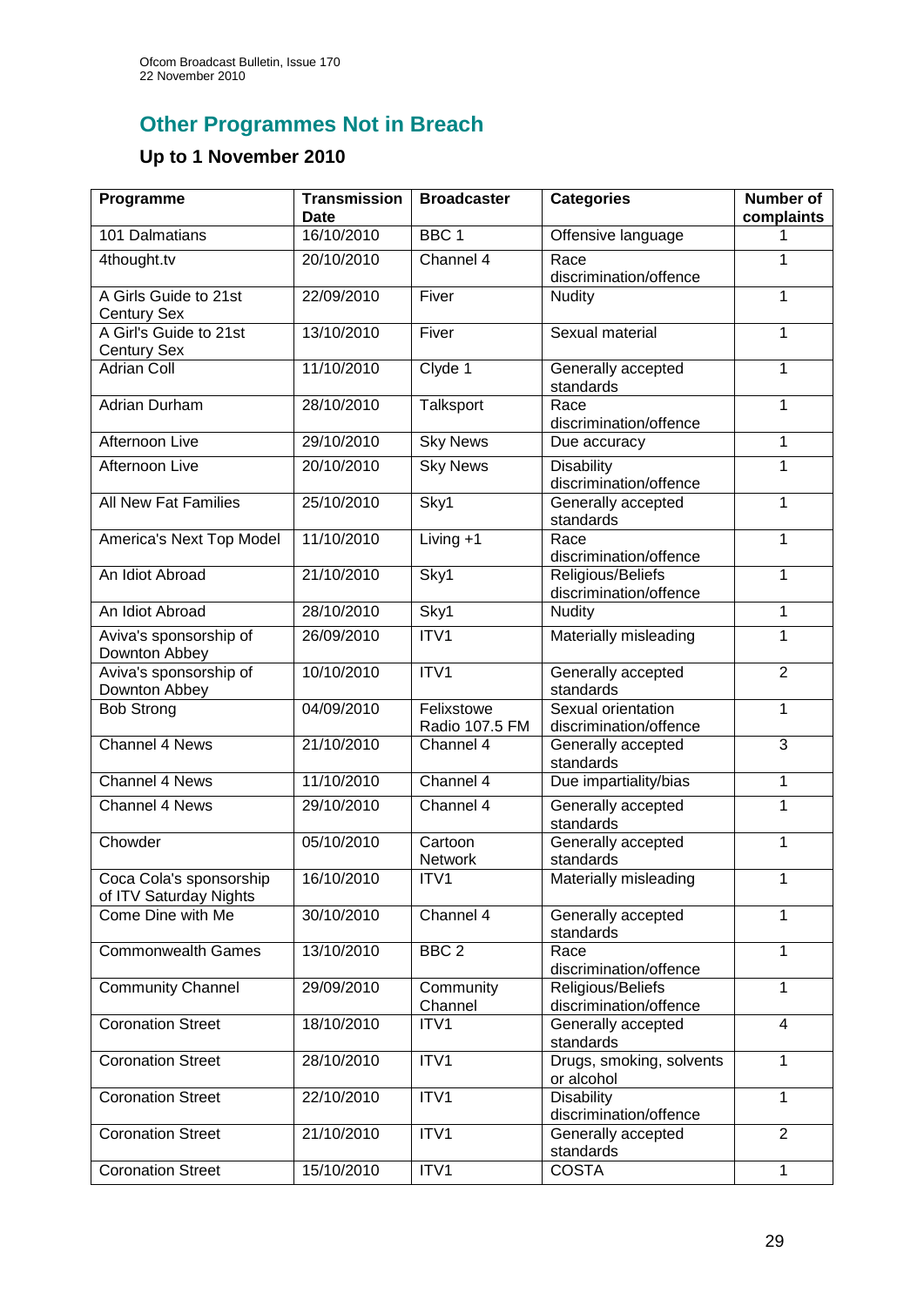## Other Programmes Not in Breach

### Up to 1 November 2010

| Programme | Transmission Date | Broadcaster | Categories | Number of complaints |
|---|---|---|---|---|
| 101 Dalmatians | 16/10/2010 | BBC 1 | Offensive language | 1 |
| 4thought.tv | 20/10/2010 | Channel 4 | Race discrimination/offence | 1 |
| A Girls Guide to 21st Century Sex | 22/09/2010 | Fiver | Nudity | 1 |
| A Girl's Guide to 21st Century Sex | 13/10/2010 | Fiver | Sexual material | 1 |
| Adrian Coll | 11/10/2010 | Clyde 1 | Generally accepted standards | 1 |
| Adrian Durham | 28/10/2010 | Talksport | Race discrimination/offence | 1 |
| Afternoon Live | 29/10/2010 | Sky News | Due accuracy | 1 |
| Afternoon Live | 20/10/2010 | Sky News | Disability discrimination/offence | 1 |
| All New Fat Families | 25/10/2010 | Sky1 | Generally accepted standards | 1 |
| America's Next Top Model | 11/10/2010 | Living +1 | Race discrimination/offence | 1 |
| An Idiot Abroad | 21/10/2010 | Sky1 | Religious/Beliefs discrimination/offence | 1 |
| An Idiot Abroad | 28/10/2010 | Sky1 | Nudity | 1 |
| Aviva's sponsorship of Downton Abbey | 26/09/2010 | ITV1 | Materially misleading | 1 |
| Aviva's sponsorship of Downton Abbey | 10/10/2010 | ITV1 | Generally accepted standards | 2 |
| Bob Strong | 04/09/2010 | Felixstowe Radio 107.5 FM | Sexual orientation discrimination/offence | 1 |
| Channel 4 News | 21/10/2010 | Channel 4 | Generally accepted standards | 3 |
| Channel 4 News | 11/10/2010 | Channel 4 | Due impartiality/bias | 1 |
| Channel 4 News | 29/10/2010 | Channel 4 | Generally accepted standards | 1 |
| Chowder | 05/10/2010 | Cartoon Network | Generally accepted standards | 1 |
| Coca Cola's sponsorship of ITV Saturday Nights | 16/10/2010 | ITV1 | Materially misleading | 1 |
| Come Dine with Me | 30/10/2010 | Channel 4 | Generally accepted standards | 1 |
| Commonwealth Games | 13/10/2010 | BBC 2 | Race discrimination/offence | 1 |
| Community Channel | 29/09/2010 | Community Channel | Religious/Beliefs discrimination/offence | 1 |
| Coronation Street | 18/10/2010 | ITV1 | Generally accepted standards | 4 |
| Coronation Street | 28/10/2010 | ITV1 | Drugs, smoking, solvents or alcohol | 1 |
| Coronation Street | 22/10/2010 | ITV1 | Disability discrimination/offence | 1 |
| Coronation Street | 21/10/2010 | ITV1 | Generally accepted standards | 2 |
| Coronation Street | 15/10/2010 | ITV1 | COSTA | 1 |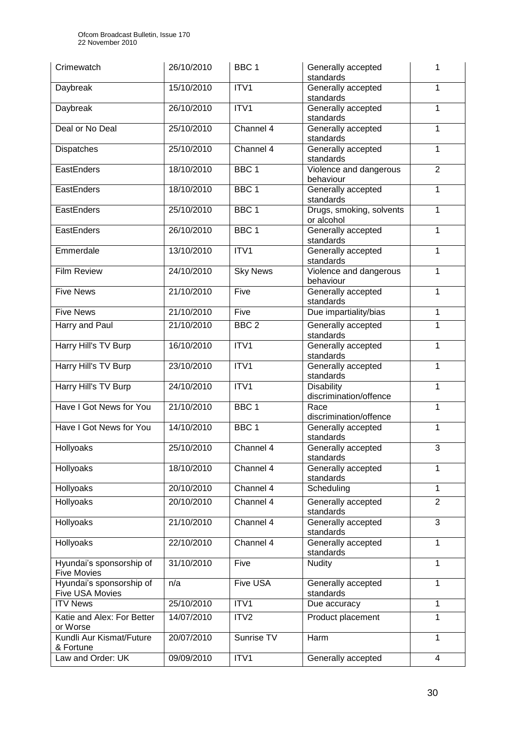| Crimewatch | 26/10/2010 | BBC 1 | Generally accepted standards | 1 |
|---|---|---|---|---|
| Daybreak | 15/10/2010 | ITV1 | Generally accepted standards | 1 |
| Daybreak | 26/10/2010 | ITV1 | Generally accepted standards | 1 |
| Deal or No Deal | 25/10/2010 | Channel 4 | Generally accepted standards | 1 |
| Dispatches | 25/10/2010 | Channel 4 | Generally accepted standards | 1 |
| EastEnders | 18/10/2010 | BBC 1 | Violence and dangerous behaviour | 2 |
| EastEnders | 18/10/2010 | BBC 1 | Generally accepted standards | 1 |
| EastEnders | 25/10/2010 | BBC 1 | Drugs, smoking, solvents or alcohol | 1 |
| EastEnders | 26/10/2010 | BBC 1 | Generally accepted standards | 1 |
| Emmerdale | 13/10/2010 | ITV1 | Generally accepted standards | 1 |
| Film Review | 24/10/2010 | Sky News | Violence and dangerous behaviour | 1 |
| Five News | 21/10/2010 | Five | Generally accepted standards | 1 |
| Five News | 21/10/2010 | Five | Due impartiality/bias | 1 |
| Harry and Paul | 21/10/2010 | BBC 2 | Generally accepted standards | 1 |
| Harry Hill's TV Burp | 16/10/2010 | ITV1 | Generally accepted standards | 1 |
| Harry Hill's TV Burp | 23/10/2010 | ITV1 | Generally accepted standards | 1 |
| Harry Hill's TV Burp | 24/10/2010 | ITV1 | Disability discrimination/offence | 1 |
| Have I Got News for You | 21/10/2010 | BBC 1 | Race discrimination/offence | 1 |
| Have I Got News for You | 14/10/2010 | BBC 1 | Generally accepted standards | 1 |
| Hollyoaks | 25/10/2010 | Channel 4 | Generally accepted standards | 3 |
| Hollyoaks | 18/10/2010 | Channel 4 | Generally accepted standards | 1 |
| Hollyoaks | 20/10/2010 | Channel 4 | Scheduling | 1 |
| Hollyoaks | 20/10/2010 | Channel 4 | Generally accepted standards | 2 |
| Hollyoaks | 21/10/2010 | Channel 4 | Generally accepted standards | 3 |
| Hollyoaks | 22/10/2010 | Channel 4 | Generally accepted standards | 1 |
| Hyundai's sponsorship of Five Movies | 31/10/2010 | Five | Nudity | 1 |
| Hyundai's sponsorship of Five USA Movies | n/a | Five USA | Generally accepted standards | 1 |
| ITV News | 25/10/2010 | ITV1 | Due accuracy | 1 |
| Katie and Alex: For Better or Worse | 14/07/2010 | ITV2 | Product placement | 1 |
| Kundli Aur Kismat/Future & Fortune | 20/07/2010 | Sunrise TV | Harm | 1 |
| Law and Order: UK | 09/09/2010 | ITV1 | Generally accepted | 4 |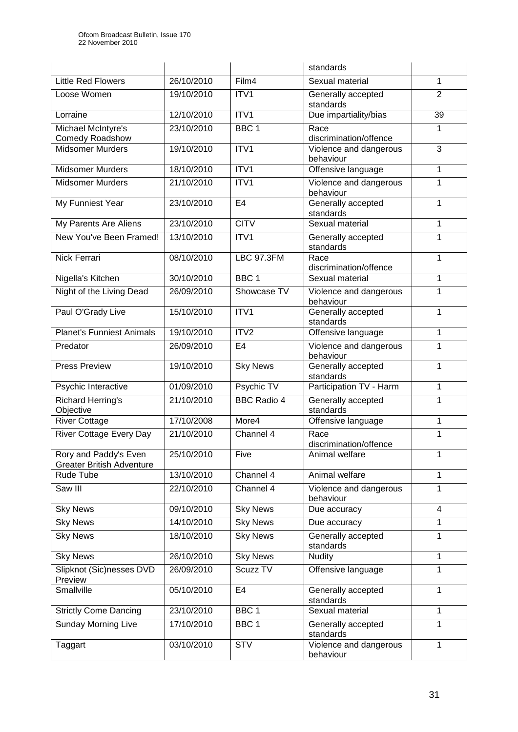| | | | standards | |
|---|---|---|---|---|
| Little Red Flowers | 26/10/2010 | Film4 | Sexual material | 1 |
| Loose Women | 19/10/2010 | ITV1 | Generally accepted standards | 2 |
| Lorraine | 12/10/2010 | ITV1 | Due impartiality/bias | 39 |
| Michael McIntyre's Comedy Roadshow | 23/10/2010 | BBC 1 | Race discrimination/offence | 1 |
| Midsomer Murders | 19/10/2010 | ITV1 | Violence and dangerous behaviour | 3 |
| Midsomer Murders | 18/10/2010 | ITV1 | Offensive language | 1 |
| Midsomer Murders | 21/10/2010 | ITV1 | Violence and dangerous behaviour | 1 |
| My Funniest Year | 23/10/2010 | E4 | Generally accepted standards | 1 |
| My Parents Are Aliens | 23/10/2010 | CITV | Sexual material | 1 |
| New You've Been Framed! | 13/10/2010 | ITV1 | Generally accepted standards | 1 |
| Nick Ferrari | 08/10/2010 | LBC 97.3FM | Race discrimination/offence | 1 |
| Nigella's Kitchen | 30/10/2010 | BBC 1 | Sexual material | 1 |
| Night of the Living Dead | 26/09/2010 | Showcase TV | Violence and dangerous behaviour | 1 |
| Paul O'Grady Live | 15/10/2010 | ITV1 | Generally accepted standards | 1 |
| Planet's Funniest Animals | 19/10/2010 | ITV2 | Offensive language | 1 |
| Predator | 26/09/2010 | E4 | Violence and dangerous behaviour | 1 |
| Press Preview | 19/10/2010 | Sky News | Generally accepted standards | 1 |
| Psychic Interactive | 01/09/2010 | Psychic TV | Participation TV - Harm | 1 |
| Richard Herring's Objective | 21/10/2010 | BBC Radio 4 | Generally accepted standards | 1 |
| River Cottage | 17/10/2008 | More4 | Offensive language | 1 |
| River Cottage Every Day | 21/10/2010 | Channel 4 | Race discrimination/offence | 1 |
| Rory and Paddy's Even Greater British Adventure | 25/10/2010 | Five | Animal welfare | 1 |
| Rude Tube | 13/10/2010 | Channel 4 | Animal welfare | 1 |
| Saw III | 22/10/2010 | Channel 4 | Violence and dangerous behaviour | 1 |
| Sky News | 09/10/2010 | Sky News | Due accuracy | 4 |
| Sky News | 14/10/2010 | Sky News | Due accuracy | 1 |
| Sky News | 18/10/2010 | Sky News | Generally accepted standards | 1 |
| Sky News | 26/10/2010 | Sky News | Nudity | 1 |
| Slipknot (Sic)nesses DVD Preview | 26/09/2010 | Scuzz TV | Offensive language | 1 |
| Smallville | 05/10/2010 | E4 | Generally accepted standards | 1 |
| Strictly Come Dancing | 23/10/2010 | BBC 1 | Sexual material | 1 |
| Sunday Morning Live | 17/10/2010 | BBC 1 | Generally accepted standards | 1 |
| Taggart | 03/10/2010 | STV | Violence and dangerous behaviour | 1 |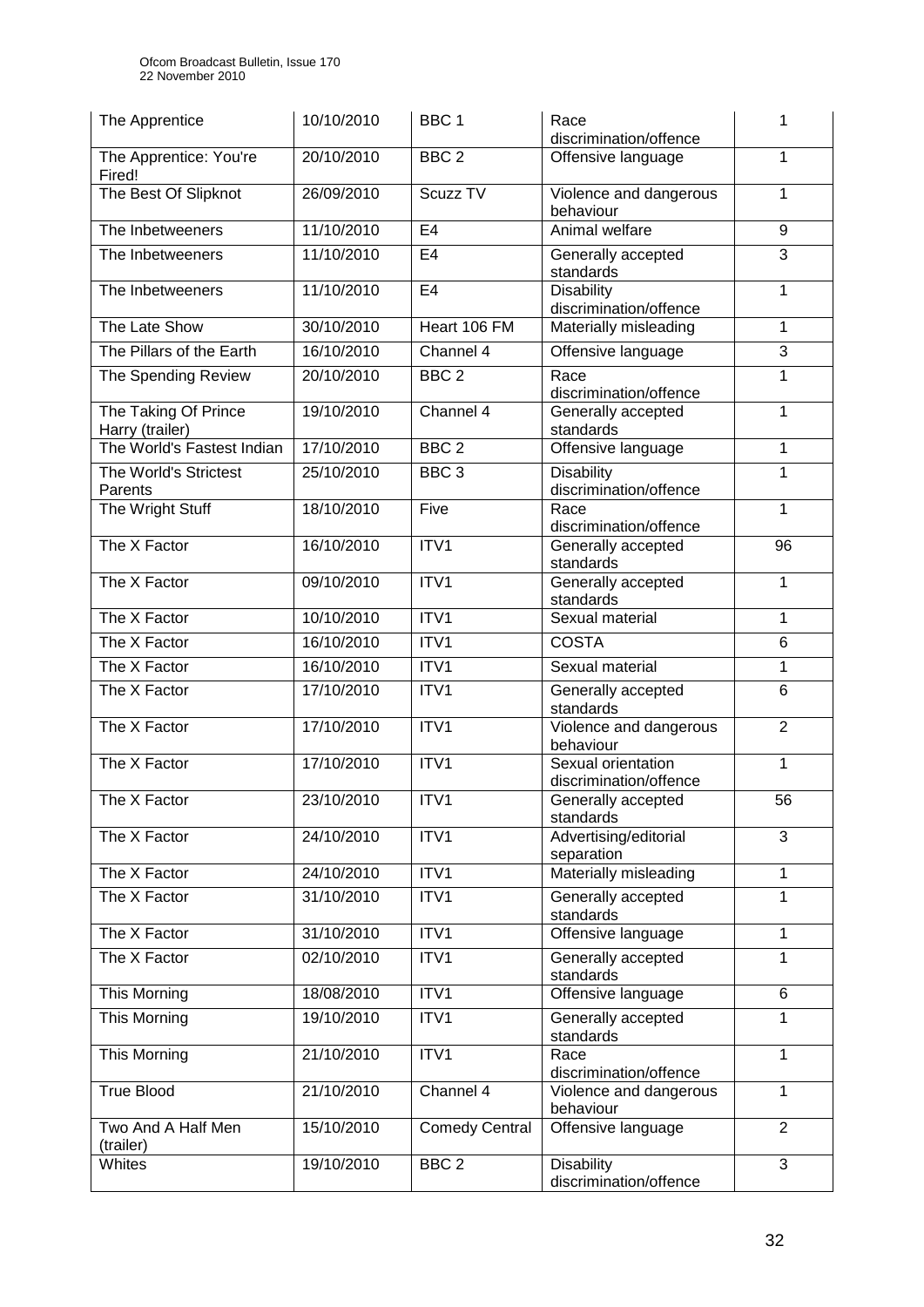| The Apprentice | 10/10/2010 | BBC 1 | Race discrimination/offence | 1 |
|---|---|---|---|---|
| The Apprentice: You're Fired! | 20/10/2010 | BBC 2 | Offensive language | 1 |
| The Best Of Slipknot | 26/09/2010 | Scuzz TV | Violence and dangerous behaviour | 1 |
| The Inbetweeners | 11/10/2010 | E4 | Animal welfare | 9 |
| The Inbetweeners | 11/10/2010 | E4 | Generally accepted standards | 3 |
| The Inbetweeners | 11/10/2010 | E4 | Disability discrimination/offence | 1 |
| The Late Show | 30/10/2010 | Heart 106 FM | Materially misleading | 1 |
| The Pillars of the Earth | 16/10/2010 | Channel 4 | Offensive language | 3 |
| The Spending Review | 20/10/2010 | BBC 2 | Race discrimination/offence | 1 |
| The Taking Of Prince Harry (trailer) | 19/10/2010 | Channel 4 | Generally accepted standards | 1 |
| The World's Fastest Indian | 17/10/2010 | BBC 2 | Offensive language | 1 |
| The World's Strictest Parents | 25/10/2010 | BBC 3 | Disability discrimination/offence | 1 |
| The Wright Stuff | 18/10/2010 | Five | Race discrimination/offence | 1 |
| The X Factor | 16/10/2010 | ITV1 | Generally accepted standards | 96 |
| The X Factor | 09/10/2010 | ITV1 | Generally accepted standards | 1 |
| The X Factor | 10/10/2010 | ITV1 | Sexual material | 1 |
| The X Factor | 16/10/2010 | ITV1 | COSTA | 6 |
| The X Factor | 16/10/2010 | ITV1 | Sexual material | 1 |
| The X Factor | 17/10/2010 | ITV1 | Generally accepted standards | 6 |
| The X Factor | 17/10/2010 | ITV1 | Violence and dangerous behaviour | 2 |
| The X Factor | 17/10/2010 | ITV1 | Sexual orientation discrimination/offence | 1 |
| The X Factor | 23/10/2010 | ITV1 | Generally accepted standards | 56 |
| The X Factor | 24/10/2010 | ITV1 | Advertising/editorial separation | 3 |
| The X Factor | 24/10/2010 | ITV1 | Materially misleading | 1 |
| The X Factor | 31/10/2010 | ITV1 | Generally accepted standards | 1 |
| The X Factor | 31/10/2010 | ITV1 | Offensive language | 1 |
| The X Factor | 02/10/2010 | ITV1 | Generally accepted standards | 1 |
| This Morning | 18/08/2010 | ITV1 | Offensive language | 6 |
| This Morning | 19/10/2010 | ITV1 | Generally accepted standards | 1 |
| This Morning | 21/10/2010 | ITV1 | Race discrimination/offence | 1 |
| True Blood | 21/10/2010 | Channel 4 | Violence and dangerous behaviour | 1 |
| Two And A Half Men (trailer) | 15/10/2010 | Comedy Central | Offensive language | 2 |
| Whites | 19/10/2010 | BBC 2 | Disability discrimination/offence | 3 |